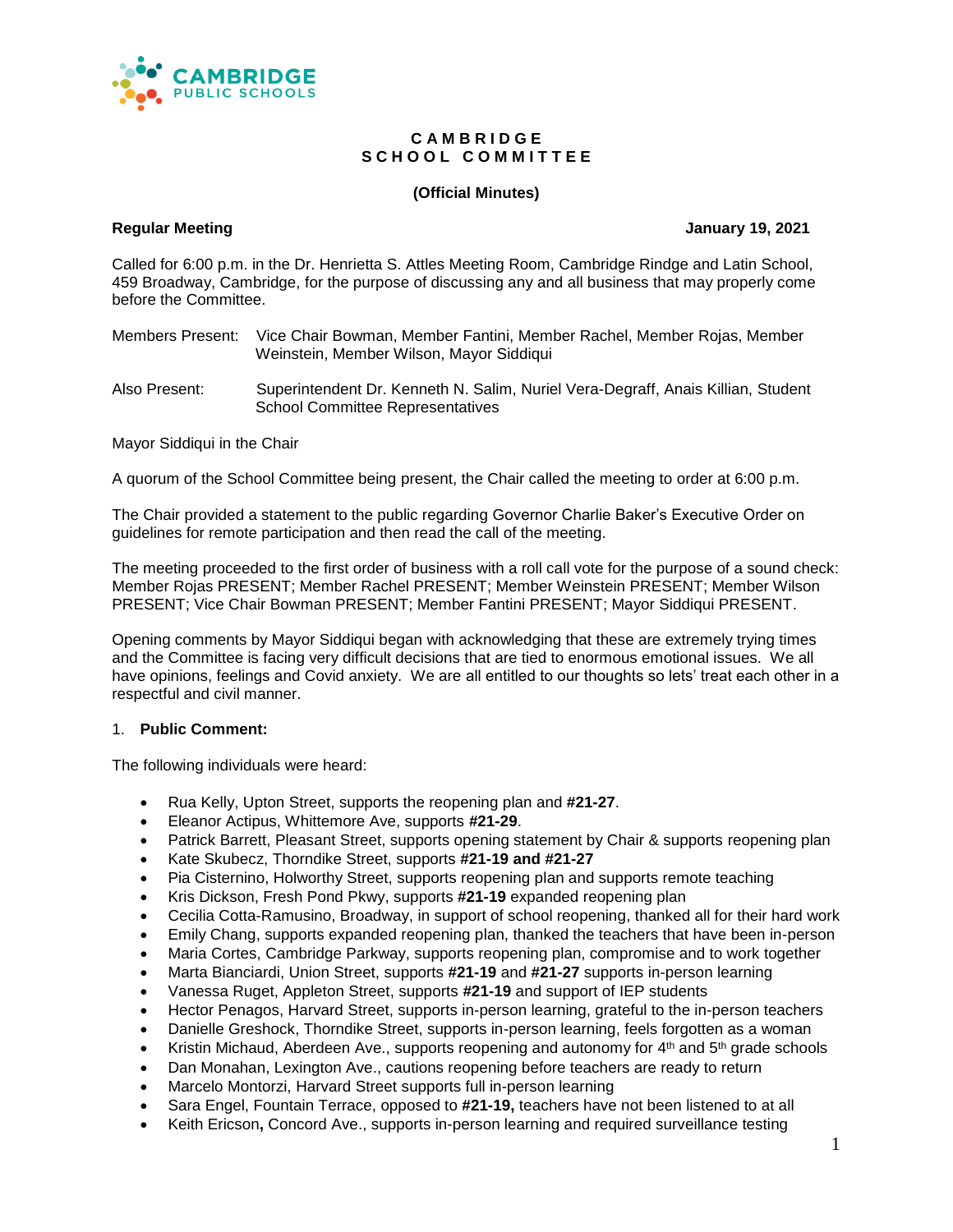CAMBRIDGE PUBLIC SCHOOLS

# CAMBRIDGE SCHOOL COMMITTEE

**(Official Minutes)**

**Regular Meeting** **January 19, 2021**

Called for 6:00 p.m. in the Dr. Henrietta S. Attles Meeting Room, Cambridge Rindge and Latin School, 459 Broadway, Cambridge, for the purpose of discussing any and all business that may properly come before the Committee.

Members Present: Vice Chair Bowman, Member Fantini, Member Rachel, Member Rojas, Member Weinstein, Member Wilson, Mayor Siddiqui

Also Present: Superintendent Dr. Kenneth N. Salim, Nuriel Vera-Degraff, Anais Killian, Student School Committee Representatives

Mayor Siddiqui in the Chair

A quorum of the School Committee being present, the Chair called the meeting to order at 6:00 p.m.

The Chair provided a statement to the public regarding Governor Charlie Baker's Executive Order on guidelines for remote participation and then read the call of the meeting.

The meeting proceeded to the first order of business with a roll call vote for the purpose of a sound check: Member Rojas PRESENT; Member Rachel PRESENT; Member Weinstein PRESENT; Member Wilson PRESENT; Vice Chair Bowman PRESENT; Member Fantini PRESENT; Mayor Siddiqui PRESENT.

Opening comments by Mayor Siddiqui began with acknowledging that these are extremely trying times and the Committee is facing very difficult decisions that are tied to enormous emotional issues. We all have opinions, feelings and Covid anxiety. We are all entitled to our thoughts so lets' treat each other in a respectful and civil manner.

1. **Public Comment:**

The following individuals were heard:

- Rua Kelly, Upton Street, supports the reopening plan and **#21-27**.
- Eleanor Actipus, Whittemore Ave, supports **#21-29**.
- Patrick Barrett, Pleasant Street, supports opening statement by Chair & supports reopening plan
- Kate Skubecz, Thorndike Street, supports **#21-19 and #21-27**
- Pia Cisternino, Holworthy Street, supports reopening plan and supports remote teaching
- Kris Dickson, Fresh Pond Pkwy, supports **#21-19** expanded reopening plan
- Cecilia Cotta-Ramusino, Broadway, in support of school reopening, thanked all for their hard work
- Emily Chang, supports expanded reopening plan, thanked the teachers that have been in-person
- Maria Cortes, Cambridge Parkway, supports reopening plan, compromise and to work together
- Marta Bianciardi, Union Street, supports **#21-19** and **#21-27** supports in-person learning
- Vanessa Ruget, Appleton Street, supports **#21-19** and support of IEP students
- Hector Penagos, Harvard Street, supports in-person learning, grateful to the in-person teachers
- Danielle Greshock, Thorndike Street, supports in-person learning, feels forgotten as a woman
- Kristin Michaud, Aberdeen Ave., supports reopening and autonomy for 4th and 5th grade schools
- Dan Monahan, Lexington Ave., cautions reopening before teachers are ready to return
- Marcelo Montorzi, Harvard Street supports full in-person learning
- Sara Engel, Fountain Terrace, opposed to **#21-19,** teachers have not been listened to at all
- Keith Ericson**,** Concord Ave., supports in-person learning and required surveillance testing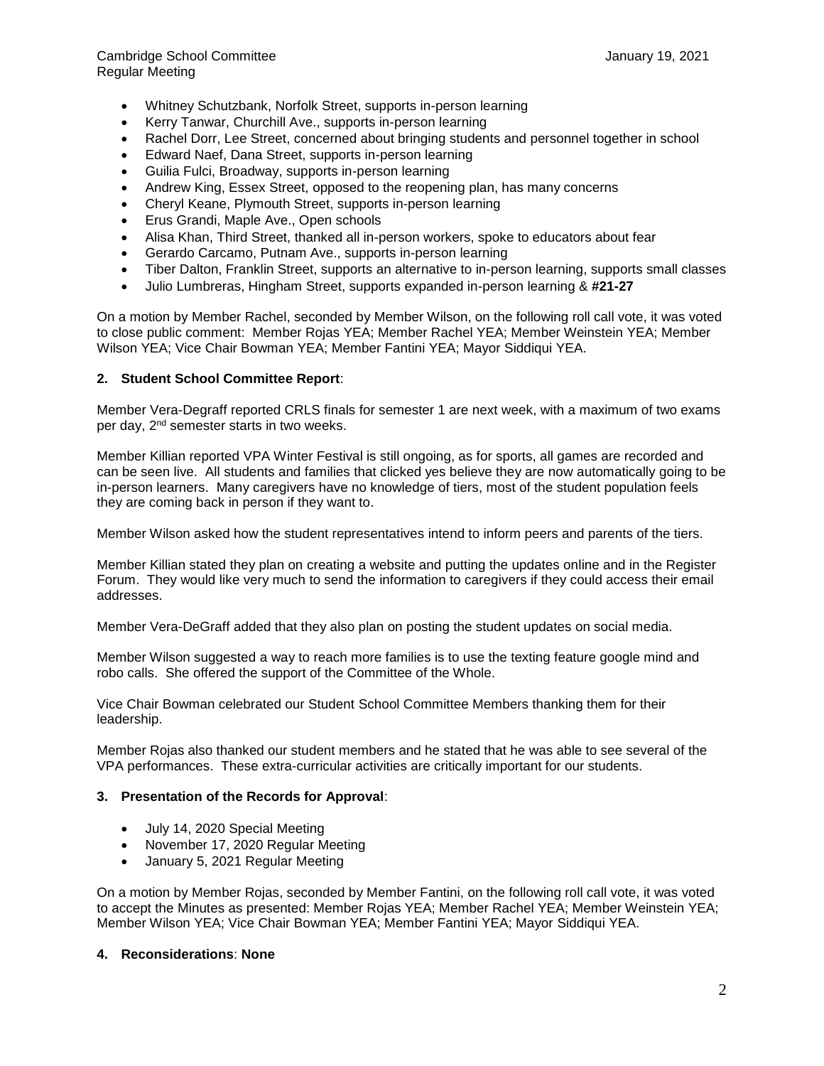- Whitney Schutzbank, Norfolk Street, supports in-person learning
- Kerry Tanwar, Churchill Ave., supports in-person learning
- Rachel Dorr, Lee Street, concerned about bringing students and personnel together in school
- Edward Naef, Dana Street, supports in-person learning
- Guilia Fulci, Broadway, supports in-person learning
- Andrew King, Essex Street, opposed to the reopening plan, has many concerns
- Cheryl Keane, Plymouth Street, supports in-person learning
- Erus Grandi, Maple Ave., Open schools
- Alisa Khan, Third Street, thanked all in-person workers, spoke to educators about fear
- Gerardo Carcamo, Putnam Ave., supports in-person learning
- Tiber Dalton, Franklin Street, supports an alternative to in-person learning, supports small classes
- Julio Lumbreras, Hingham Street, supports expanded in-person learning & **#21-27**

On a motion by Member Rachel, seconded by Member Wilson, on the following roll call vote, it was voted to close public comment: Member Rojas YEA; Member Rachel YEA; Member Weinstein YEA; Member Wilson YEA; Vice Chair Bowman YEA; Member Fantini YEA; Mayor Siddiqui YEA.

**2. Student School Committee Report**:

Member Vera-Degraff reported CRLS finals for semester 1 are next week, with a maximum of two exams per day, 2nd semester starts in two weeks.

Member Killian reported VPA Winter Festival is still ongoing, as for sports, all games are recorded and can be seen live. All students and families that clicked yes believe they are now automatically going to be in-person learners. Many caregivers have no knowledge of tiers, most of the student population feels they are coming back in person if they want to.

Member Wilson asked how the student representatives intend to inform peers and parents of the tiers.

Member Killian stated they plan on creating a website and putting the updates online and in the Register Forum. They would like very much to send the information to caregivers if they could access their email addresses.

Member Vera-DeGraff added that they also plan on posting the student updates on social media.

Member Wilson suggested a way to reach more families is to use the texting feature google mind and robo calls. She offered the support of the Committee of the Whole.

Vice Chair Bowman celebrated our Student School Committee Members thanking them for their leadership.

Member Rojas also thanked our student members and he stated that he was able to see several of the VPA performances. These extra-curricular activities are critically important for our students.

**3. Presentation of the Records for Approval**:

- July 14, 2020 Special Meeting
- November 17, 2020 Regular Meeting
- January 5, 2021 Regular Meeting

On a motion by Member Rojas, seconded by Member Fantini, on the following roll call vote, it was voted to accept the Minutes as presented: Member Rojas YEA; Member Rachel YEA; Member Weinstein YEA; Member Wilson YEA; Vice Chair Bowman YEA; Member Fantini YEA; Mayor Siddiqui YEA.

**4. Reconsiderations**: **None**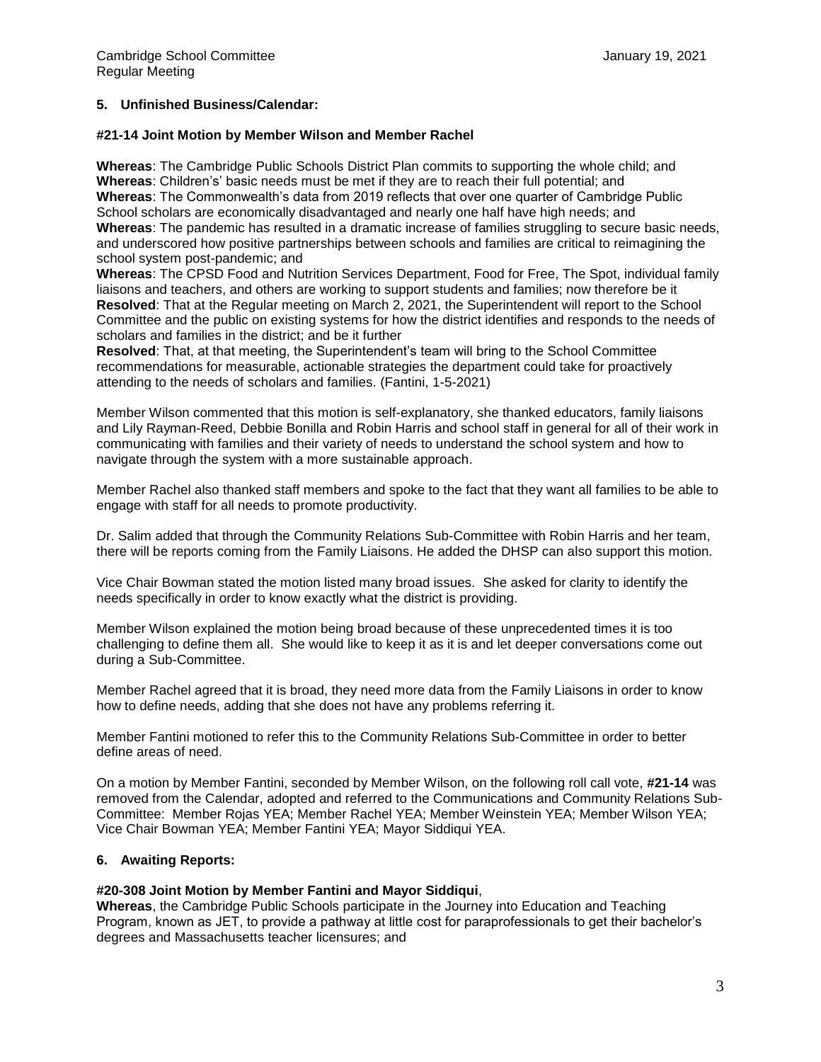## 5. Unfinished Business/Calendar:

**#21-14 Joint Motion by Member Wilson and Member Rachel**

**Whereas**: The Cambridge Public Schools District Plan commits to supporting the whole child; and
**Whereas**: Children's' basic needs must be met if they are to reach their full potential; and
**Whereas**: The Commonwealth's data from 2019 reflects that over one quarter of Cambridge Public School scholars are economically disadvantaged and nearly one half have high needs; and
**Whereas**: The pandemic has resulted in a dramatic increase of families struggling to secure basic needs, and underscored how positive partnerships between schools and families are critical to reimagining the school system post-pandemic; and
**Whereas**: The CPSD Food and Nutrition Services Department, Food for Free, The Spot, individual family liaisons and teachers, and others are working to support students and families; now therefore be it
**Resolved**: That at the Regular meeting on March 2, 2021, the Superintendent will report to the School Committee and the public on existing systems for how the district identifies and responds to the needs of scholars and families in the district; and be it further
**Resolved**: That, at that meeting, the Superintendent's team will bring to the School Committee recommendations for measurable, actionable strategies the department could take for proactively attending to the needs of scholars and families. (Fantini, 1-5-2021)

Member Wilson commented that this motion is self-explanatory, she thanked educators, family liaisons and Lily Rayman-Reed, Debbie Bonilla and Robin Harris and school staff in general for all of their work in communicating with families and their variety of needs to understand the school system and how to navigate through the system with a more sustainable approach.

Member Rachel also thanked staff members and spoke to the fact that they want all families to be able to engage with staff for all needs to promote productivity.

Dr. Salim added that through the Community Relations Sub-Committee with Robin Harris and her team, there will be reports coming from the Family Liaisons. He added the DHSP can also support this motion.

Vice Chair Bowman stated the motion listed many broad issues. She asked for clarity to identify the needs specifically in order to know exactly what the district is providing.

Member Wilson explained the motion being broad because of these unprecedented times it is too challenging to define them all. She would like to keep it as it is and let deeper conversations come out during a Sub-Committee.

Member Rachel agreed that it is broad, they need more data from the Family Liaisons in order to know how to define needs, adding that she does not have any problems referring it.

Member Fantini motioned to refer this to the Community Relations Sub-Committee in order to better define areas of need.

On a motion by Member Fantini, seconded by Member Wilson, on the following roll call vote, **#21-14** was removed from the Calendar, adopted and referred to the Communications and Community Relations Sub-Committee: Member Rojas YEA; Member Rachel YEA; Member Weinstein YEA; Member Wilson YEA; Vice Chair Bowman YEA; Member Fantini YEA; Mayor Siddiqui YEA.

## 6. Awaiting Reports:

**#20-308 Joint Motion by Member Fantini and Mayor Siddiqui**,
**Whereas**, the Cambridge Public Schools participate in the Journey into Education and Teaching Program, known as JET, to provide a pathway at little cost for paraprofessionals to get their bachelor's degrees and Massachusetts teacher licensures; and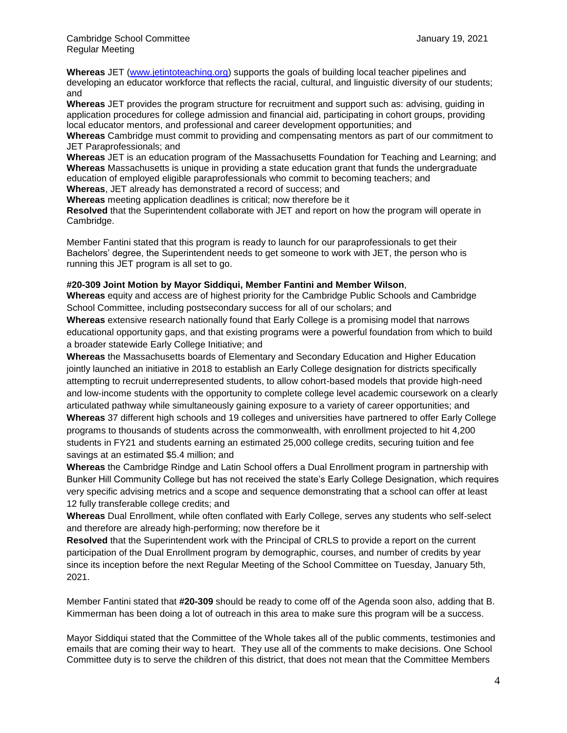**Whereas** JET (www.jetintoteaching.org) supports the goals of building local teacher pipelines and developing an educator workforce that reflects the racial, cultural, and linguistic diversity of our students; and

**Whereas** JET provides the program structure for recruitment and support such as: advising, guiding in application procedures for college admission and financial aid, participating in cohort groups, providing local educator mentors, and professional and career development opportunities; and

**Whereas** Cambridge must commit to providing and compensating mentors as part of our commitment to JET Paraprofessionals; and

**Whereas** JET is an education program of the Massachusetts Foundation for Teaching and Learning; and

**Whereas** Massachusetts is unique in providing a state education grant that funds the undergraduate education of employed eligible paraprofessionals who commit to becoming teachers; and

**Whereas**, JET already has demonstrated a record of success; and

**Whereas** meeting application deadlines is critical; now therefore be it

**Resolved** that the Superintendent collaborate with JET and report on how the program will operate in Cambridge.

Member Fantini stated that this program is ready to launch for our paraprofessionals to get their Bachelors' degree, the Superintendent needs to get someone to work with JET, the person who is running this JET program is all set to go.

**#20-309 Joint Motion by Mayor Siddiqui, Member Fantini and Member Wilson**,

**Whereas** equity and access are of highest priority for the Cambridge Public Schools and Cambridge School Committee, including postsecondary success for all of our scholars; and

**Whereas** extensive research nationally found that Early College is a promising model that narrows educational opportunity gaps, and that existing programs were a powerful foundation from which to build a broader statewide Early College Initiative; and

**Whereas** the Massachusetts boards of Elementary and Secondary Education and Higher Education jointly launched an initiative in 2018 to establish an Early College designation for districts specifically attempting to recruit underrepresented students, to allow cohort-based models that provide high-need and low-income students with the opportunity to complete college level academic coursework on a clearly articulated pathway while simultaneously gaining exposure to a variety of career opportunities; and

**Whereas** 37 different high schools and 19 colleges and universities have partnered to offer Early College programs to thousands of students across the commonwealth, with enrollment projected to hit 4,200 students in FY21 and students earning an estimated 25,000 college credits, securing tuition and fee savings at an estimated $5.4 million; and

**Whereas** the Cambridge Rindge and Latin School offers a Dual Enrollment program in partnership with Bunker Hill Community College but has not received the state's Early College Designation, which requires very specific advising metrics and a scope and sequence demonstrating that a school can offer at least 12 fully transferable college credits; and

**Whereas** Dual Enrollment, while often conflated with Early College, serves any students who self-select and therefore are already high-performing; now therefore be it

**Resolved** that the Superintendent work with the Principal of CRLS to provide a report on the current participation of the Dual Enrollment program by demographic, courses, and number of credits by year since its inception before the next Regular Meeting of the School Committee on Tuesday, January 5th, 2021.

Member Fantini stated that **#20-309** should be ready to come off of the Agenda soon also, adding that B. Kimmerman has been doing a lot of outreach in this area to make sure this program will be a success.

Mayor Siddiqui stated that the Committee of the Whole takes all of the public comments, testimonies and emails that are coming their way to heart. They use all of the comments to make decisions. One School Committee duty is to serve the children of this district, that does not mean that the Committee Members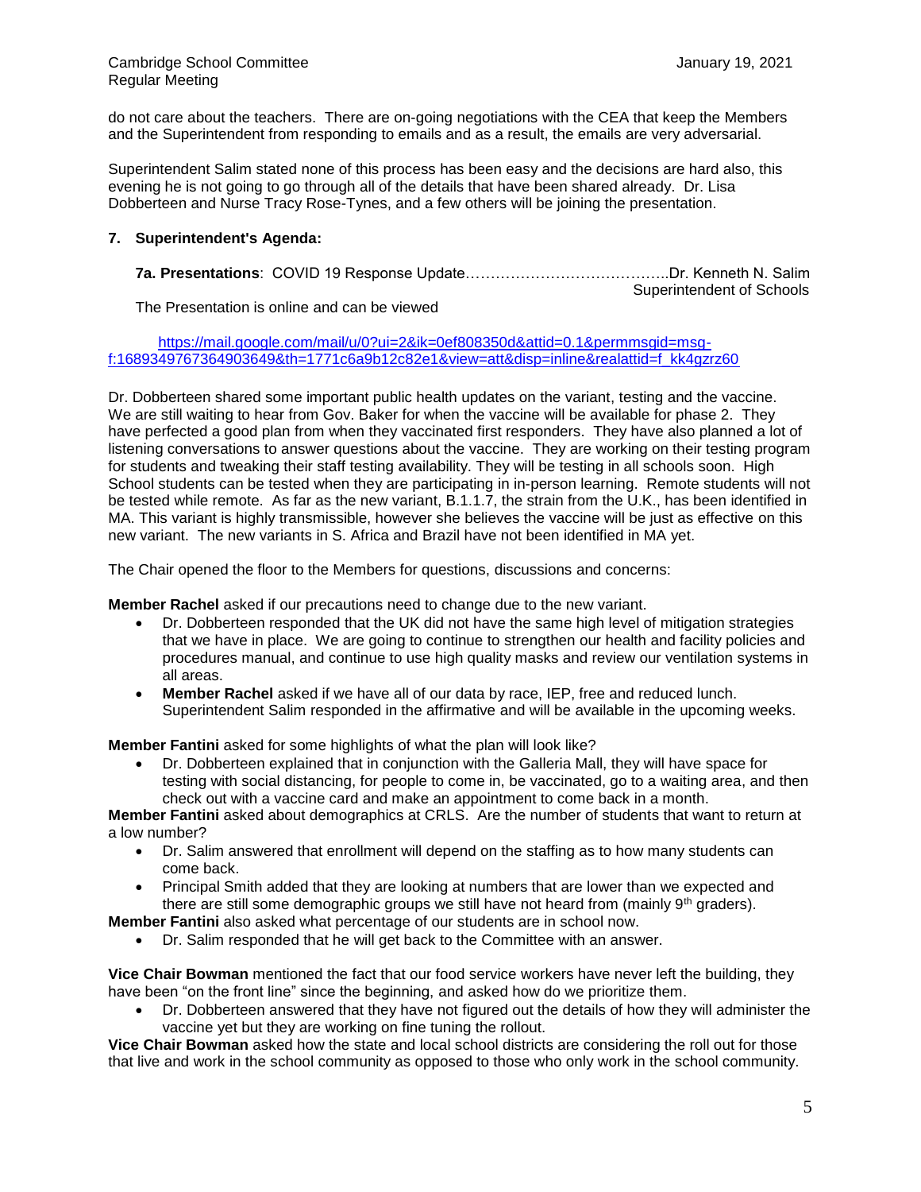do not care about the teachers. There are on-going negotiations with the CEA that keep the Members and the Superintendent from responding to emails and as a result, the emails are very adversarial.

Superintendent Salim stated none of this process has been easy and the decisions are hard also, this evening he is not going to go through all of the details that have been shared already. Dr. Lisa Dobberteen and Nurse Tracy Rose-Tynes, and a few others will be joining the presentation.

**7. Superintendent's Agenda:**

**7a. Presentations**: COVID 19 Response Update…………………………………..Dr. Kenneth N. Salim
Superintendent of Schools

The Presentation is online and can be viewed

https://mail.google.com/mail/u/0?ui=2&ik=0ef808350d&attid=0.1&permmsgid=msg-f:1689349767364903649&th=1771c6a9b12c82e1&view=att&disp=inline&realattid=f_kk4gzrz60

Dr. Dobberteen shared some important public health updates on the variant, testing and the vaccine. We are still waiting to hear from Gov. Baker for when the vaccine will be available for phase 2. They have perfected a good plan from when they vaccinated first responders. They have also planned a lot of listening conversations to answer questions about the vaccine. They are working on their testing program for students and tweaking their staff testing availability. They will be testing in all schools soon. High School students can be tested when they are participating in in-person learning. Remote students will not be tested while remote. As far as the new variant, B.1.1.7, the strain from the U.K., has been identified in MA. This variant is highly transmissible, however she believes the vaccine will be just as effective on this new variant. The new variants in S. Africa and Brazil have not been identified in MA yet.

The Chair opened the floor to the Members for questions, discussions and concerns:

**Member Rachel** asked if our precautions need to change due to the new variant.

- Dr. Dobberteen responded that the UK did not have the same high level of mitigation strategies that we have in place. We are going to continue to strengthen our health and facility policies and procedures manual, and continue to use high quality masks and review our ventilation systems in all areas.
- **Member Rachel** asked if we have all of our data by race, IEP, free and reduced lunch. Superintendent Salim responded in the affirmative and will be available in the upcoming weeks.

**Member Fantini** asked for some highlights of what the plan will look like?

- Dr. Dobberteen explained that in conjunction with the Galleria Mall, they will have space for testing with social distancing, for people to come in, be vaccinated, go to a waiting area, and then check out with a vaccine card and make an appointment to come back in a month.

**Member Fantini** asked about demographics at CRLS. Are the number of students that want to return at a low number?

- Dr. Salim answered that enrollment will depend on the staffing as to how many students can come back.
- Principal Smith added that they are looking at numbers that are lower than we expected and there are still some demographic groups we still have not heard from (mainly 9th graders).

**Member Fantini** also asked what percentage of our students are in school now.

- Dr. Salim responded that he will get back to the Committee with an answer.

**Vice Chair Bowman** mentioned the fact that our food service workers have never left the building, they have been "on the front line" since the beginning, and asked how do we prioritize them.

- Dr. Dobberteen answered that they have not figured out the details of how they will administer the vaccine yet but they are working on fine tuning the rollout.

**Vice Chair Bowman** asked how the state and local school districts are considering the roll out for those that live and work in the school community as opposed to those who only work in the school community.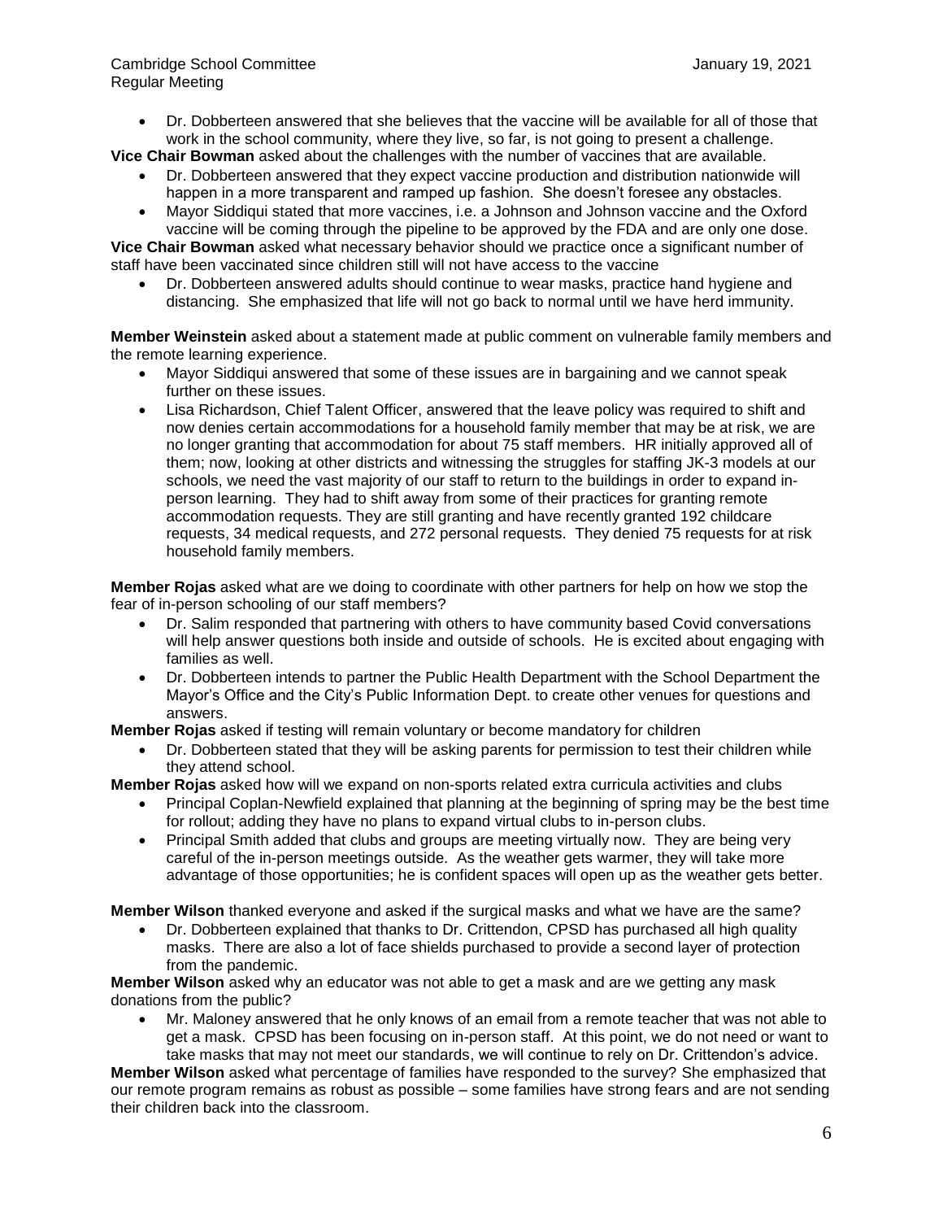- Dr. Dobberteen answered that she believes that the vaccine will be available for all of those that work in the school community, where they live, so far, is not going to present a challenge.

**Vice Chair Bowman** asked about the challenges with the number of vaccines that are available.

- Dr. Dobberteen answered that they expect vaccine production and distribution nationwide will happen in a more transparent and ramped up fashion. She doesn't foresee any obstacles.
- Mayor Siddiqui stated that more vaccines, i.e. a Johnson and Johnson vaccine and the Oxford vaccine will be coming through the pipeline to be approved by the FDA and are only one dose.

**Vice Chair Bowman** asked what necessary behavior should we practice once a significant number of staff have been vaccinated since children still will not have access to the vaccine

- Dr. Dobberteen answered adults should continue to wear masks, practice hand hygiene and distancing. She emphasized that life will not go back to normal until we have herd immunity.

**Member Weinstein** asked about a statement made at public comment on vulnerable family members and the remote learning experience.

- Mayor Siddiqui answered that some of these issues are in bargaining and we cannot speak further on these issues.
- Lisa Richardson, Chief Talent Officer, answered that the leave policy was required to shift and now denies certain accommodations for a household family member that may be at risk, we are no longer granting that accommodation for about 75 staff members. HR initially approved all of them; now, looking at other districts and witnessing the struggles for staffing JK-3 models at our schools, we need the vast majority of our staff to return to the buildings in order to expand in-person learning. They had to shift away from some of their practices for granting remote accommodation requests. They are still granting and have recently granted 192 childcare requests, 34 medical requests, and 272 personal requests. They denied 75 requests for at risk household family members.

**Member Rojas** asked what are we doing to coordinate with other partners for help on how we stop the fear of in-person schooling of our staff members?

- Dr. Salim responded that partnering with others to have community based Covid conversations will help answer questions both inside and outside of schools. He is excited about engaging with families as well.
- Dr. Dobberteen intends to partner the Public Health Department with the School Department the Mayor's Office and the City's Public Information Dept. to create other venues for questions and answers.

**Member Rojas** asked if testing will remain voluntary or become mandatory for children

- Dr. Dobberteen stated that they will be asking parents for permission to test their children while they attend school.

**Member Rojas** asked how will we expand on non-sports related extra curricula activities and clubs

- Principal Coplan-Newfield explained that planning at the beginning of spring may be the best time for rollout; adding they have no plans to expand virtual clubs to in-person clubs.
- Principal Smith added that clubs and groups are meeting virtually now. They are being very careful of the in-person meetings outside. As the weather gets warmer, they will take more advantage of those opportunities; he is confident spaces will open up as the weather gets better.

**Member Wilson** thanked everyone and asked if the surgical masks and what we have are the same?

- Dr. Dobberteen explained that thanks to Dr. Crittendon, CPSD has purchased all high quality masks. There are also a lot of face shields purchased to provide a second layer of protection from the pandemic.

**Member Wilson** asked why an educator was not able to get a mask and are we getting any mask donations from the public?

- Mr. Maloney answered that he only knows of an email from a remote teacher that was not able to get a mask. CPSD has been focusing on in-person staff. At this point, we do not need or want to take masks that may not meet our standards, we will continue to rely on Dr. Crittendon's advice.

**Member Wilson** asked what percentage of families have responded to the survey? She emphasized that our remote program remains as robust as possible – some families have strong fears and are not sending their children back into the classroom.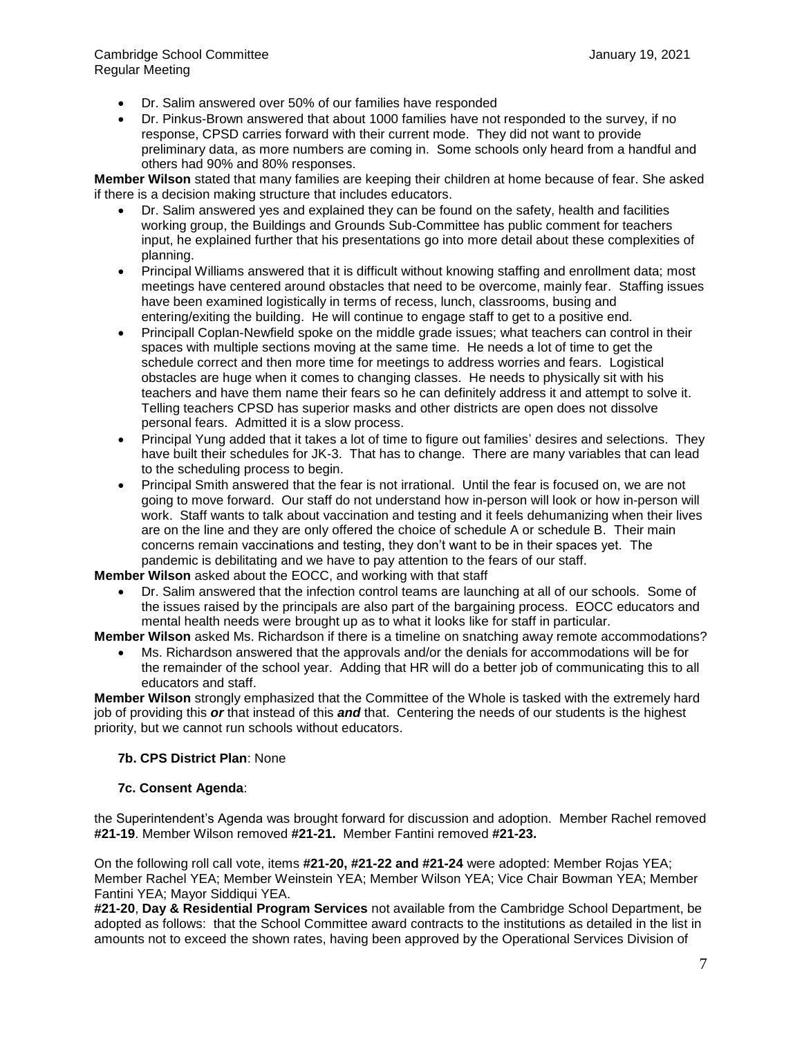- Dr. Salim answered over 50% of our families have responded
- Dr. Pinkus-Brown answered that about 1000 families have not responded to the survey, if no response, CPSD carries forward with their current mode. They did not want to provide preliminary data, as more numbers are coming in. Some schools only heard from a handful and others had 90% and 80% responses.

**Member Wilson** stated that many families are keeping their children at home because of fear. She asked if there is a decision making structure that includes educators.

- Dr. Salim answered yes and explained they can be found on the safety, health and facilities working group, the Buildings and Grounds Sub-Committee has public comment for teachers input, he explained further that his presentations go into more detail about these complexities of planning.
- Principal Williams answered that it is difficult without knowing staffing and enrollment data; most meetings have centered around obstacles that need to be overcome, mainly fear. Staffing issues have been examined logistically in terms of recess, lunch, classrooms, busing and entering/exiting the building. He will continue to engage staff to get to a positive end.
- Principall Coplan-Newfield spoke on the middle grade issues; what teachers can control in their spaces with multiple sections moving at the same time. He needs a lot of time to get the schedule correct and then more time for meetings to address worries and fears. Logistical obstacles are huge when it comes to changing classes. He needs to physically sit with his teachers and have them name their fears so he can definitely address it and attempt to solve it. Telling teachers CPSD has superior masks and other districts are open does not dissolve personal fears. Admitted it is a slow process.
- Principal Yung added that it takes a lot of time to figure out families' desires and selections. They have built their schedules for JK-3. That has to change. There are many variables that can lead to the scheduling process to begin.
- Principal Smith answered that the fear is not irrational. Until the fear is focused on, we are not going to move forward. Our staff do not understand how in-person will look or how in-person will work. Staff wants to talk about vaccination and testing and it feels dehumanizing when their lives are on the line and they are only offered the choice of schedule A or schedule B. Their main concerns remain vaccinations and testing, they don't want to be in their spaces yet. The pandemic is debilitating and we have to pay attention to the fears of our staff.

**Member Wilson** asked about the EOCC, and working with that staff

- Dr. Salim answered that the infection control teams are launching at all of our schools. Some of the issues raised by the principals are also part of the bargaining process. EOCC educators and mental health needs were brought up as to what it looks like for staff in particular.

**Member Wilson** asked Ms. Richardson if there is a timeline on snatching away remote accommodations?

- Ms. Richardson answered that the approvals and/or the denials for accommodations will be for the remainder of the school year. Adding that HR will do a better job of communicating this to all educators and staff.

**Member Wilson** strongly emphasized that the Committee of the Whole is tasked with the extremely hard job of providing this ***or*** that instead of this ***and*** that. Centering the needs of our students is the highest priority, but we cannot run schools without educators.

**7b. CPS District Plan**: None

**7c. Consent Agenda**:

the Superintendent's Agenda was brought forward for discussion and adoption. Member Rachel removed **#21-19**. Member Wilson removed **#21-21.** Member Fantini removed **#21-23.**

On the following roll call vote, items **#21-20, #21-22 and #21-24** were adopted: Member Rojas YEA; Member Rachel YEA; Member Weinstein YEA; Member Wilson YEA; Vice Chair Bowman YEA; Member Fantini YEA; Mayor Siddiqui YEA.

**#21-20**, **Day & Residential Program Services** not available from the Cambridge School Department, be adopted as follows: that the School Committee award contracts to the institutions as detailed in the list in amounts not to exceed the shown rates, having been approved by the Operational Services Division of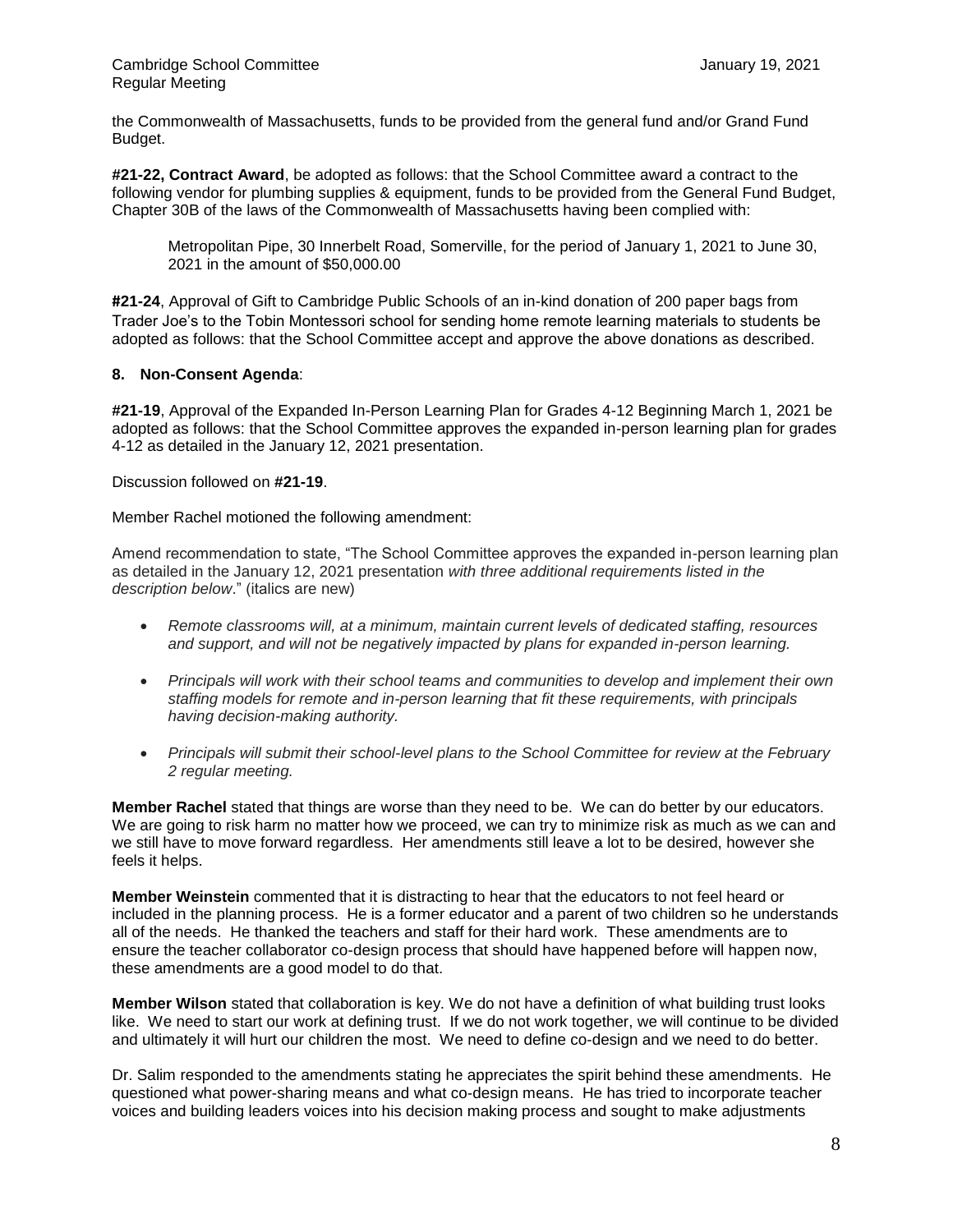the Commonwealth of Massachusetts, funds to be provided from the general fund and/or Grand Fund Budget.

**#21-22, Contract Award**, be adopted as follows: that the School Committee award a contract to the following vendor for plumbing supplies & equipment, funds to be provided from the General Fund Budget, Chapter 30B of the laws of the Commonwealth of Massachusetts having been complied with:

> Metropolitan Pipe, 30 Innerbelt Road, Somerville, for the period of January 1, 2021 to June 30, 2021 in the amount of $50,000.00

**#21-24**, Approval of Gift to Cambridge Public Schools of an in-kind donation of 200 paper bags from Trader Joe's to the Tobin Montessori school for sending home remote learning materials to students be adopted as follows: that the School Committee accept and approve the above donations as described.

**8. Non-Consent Agenda**:

**#21-19**, Approval of the Expanded In-Person Learning Plan for Grades 4-12 Beginning March 1, 2021 be adopted as follows: that the School Committee approves the expanded in-person learning plan for grades 4-12 as detailed in the January 12, 2021 presentation.

Discussion followed on **#21-19**.

Member Rachel motioned the following amendment:

Amend recommendation to state, "The School Committee approves the expanded in-person learning plan as detailed in the January 12, 2021 presentation *with three additional requirements listed in the description below*." (italics are new)

- *Remote classrooms will, at a minimum, maintain current levels of dedicated staffing, resources and support, and will not be negatively impacted by plans for expanded in-person learning.*
- *Principals will work with their school teams and communities to develop and implement their own staffing models for remote and in-person learning that fit these requirements, with principals having decision-making authority.*
- *Principals will submit their school-level plans to the School Committee for review at the February 2 regular meeting.*

**Member Rachel** stated that things are worse than they need to be. We can do better by our educators. We are going to risk harm no matter how we proceed, we can try to minimize risk as much as we can and we still have to move forward regardless. Her amendments still leave a lot to be desired, however she feels it helps.

**Member Weinstein** commented that it is distracting to hear that the educators to not feel heard or included in the planning process. He is a former educator and a parent of two children so he understands all of the needs. He thanked the teachers and staff for their hard work. These amendments are to ensure the teacher collaborator co-design process that should have happened before will happen now, these amendments are a good model to do that.

**Member Wilson** stated that collaboration is key. We do not have a definition of what building trust looks like. We need to start our work at defining trust. If we do not work together, we will continue to be divided and ultimately it will hurt our children the most. We need to define co-design and we need to do better.

Dr. Salim responded to the amendments stating he appreciates the spirit behind these amendments. He questioned what power-sharing means and what co-design means. He has tried to incorporate teacher voices and building leaders voices into his decision making process and sought to make adjustments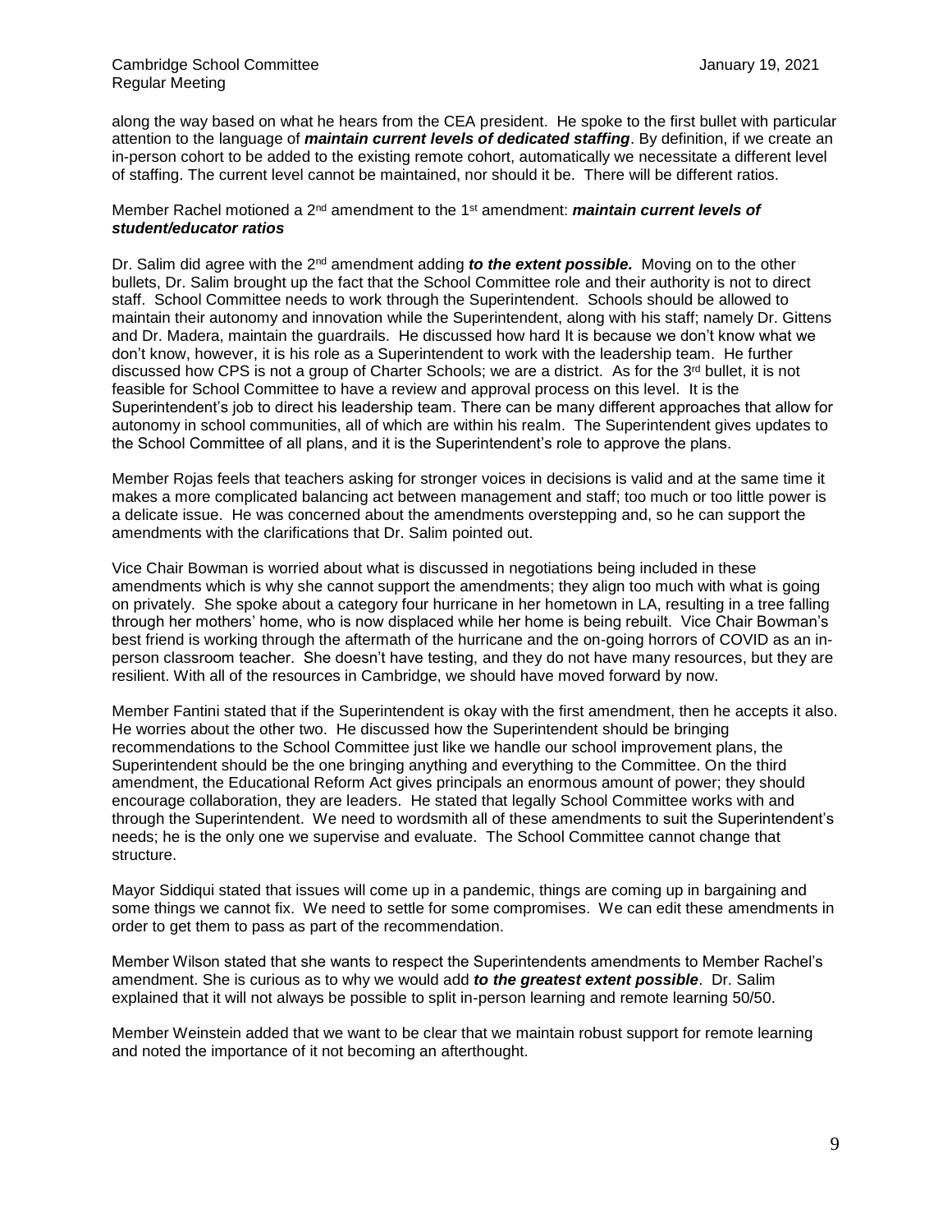along the way based on what he hears from the CEA president. He spoke to the first bullet with particular attention to the language of ***maintain current levels of dedicated staffing***. By definition, if we create an in-person cohort to be added to the existing remote cohort, automatically we necessitate a different level of staffing. The current level cannot be maintained, nor should it be. There will be different ratios.

Member Rachel motioned a 2nd amendment to the 1st amendment: ***maintain current levels of student/educator ratios***

Dr. Salim did agree with the 2nd amendment adding ***to the extent possible.*** Moving on to the other bullets, Dr. Salim brought up the fact that the School Committee role and their authority is not to direct staff. School Committee needs to work through the Superintendent. Schools should be allowed to maintain their autonomy and innovation while the Superintendent, along with his staff; namely Dr. Gittens and Dr. Madera, maintain the guardrails. He discussed how hard It is because we don't know what we don't know, however, it is his role as a Superintendent to work with the leadership team. He further discussed how CPS is not a group of Charter Schools; we are a district. As for the 3rd bullet, it is not feasible for School Committee to have a review and approval process on this level. It is the Superintendent's job to direct his leadership team. There can be many different approaches that allow for autonomy in school communities, all of which are within his realm. The Superintendent gives updates to the School Committee of all plans, and it is the Superintendent's role to approve the plans.

Member Rojas feels that teachers asking for stronger voices in decisions is valid and at the same time it makes a more complicated balancing act between management and staff; too much or too little power is a delicate issue. He was concerned about the amendments overstepping and, so he can support the amendments with the clarifications that Dr. Salim pointed out.

Vice Chair Bowman is worried about what is discussed in negotiations being included in these amendments which is why she cannot support the amendments; they align too much with what is going on privately. She spoke about a category four hurricane in her hometown in LA, resulting in a tree falling through her mothers' home, who is now displaced while her home is being rebuilt. Vice Chair Bowman's best friend is working through the aftermath of the hurricane and the on-going horrors of COVID as an in-person classroom teacher. She doesn't have testing, and they do not have many resources, but they are resilient. With all of the resources in Cambridge, we should have moved forward by now.

Member Fantini stated that if the Superintendent is okay with the first amendment, then he accepts it also. He worries about the other two. He discussed how the Superintendent should be bringing recommendations to the School Committee just like we handle our school improvement plans, the Superintendent should be the one bringing anything and everything to the Committee. On the third amendment, the Educational Reform Act gives principals an enormous amount of power; they should encourage collaboration, they are leaders. He stated that legally School Committee works with and through the Superintendent. We need to wordsmith all of these amendments to suit the Superintendent's needs; he is the only one we supervise and evaluate. The School Committee cannot change that structure.

Mayor Siddiqui stated that issues will come up in a pandemic, things are coming up in bargaining and some things we cannot fix. We need to settle for some compromises. We can edit these amendments in order to get them to pass as part of the recommendation.

Member Wilson stated that she wants to respect the Superintendents amendments to Member Rachel's amendment. She is curious as to why we would add ***to the greatest extent possible***. Dr. Salim explained that it will not always be possible to split in-person learning and remote learning 50/50.

Member Weinstein added that we want to be clear that we maintain robust support for remote learning and noted the importance of it not becoming an afterthought.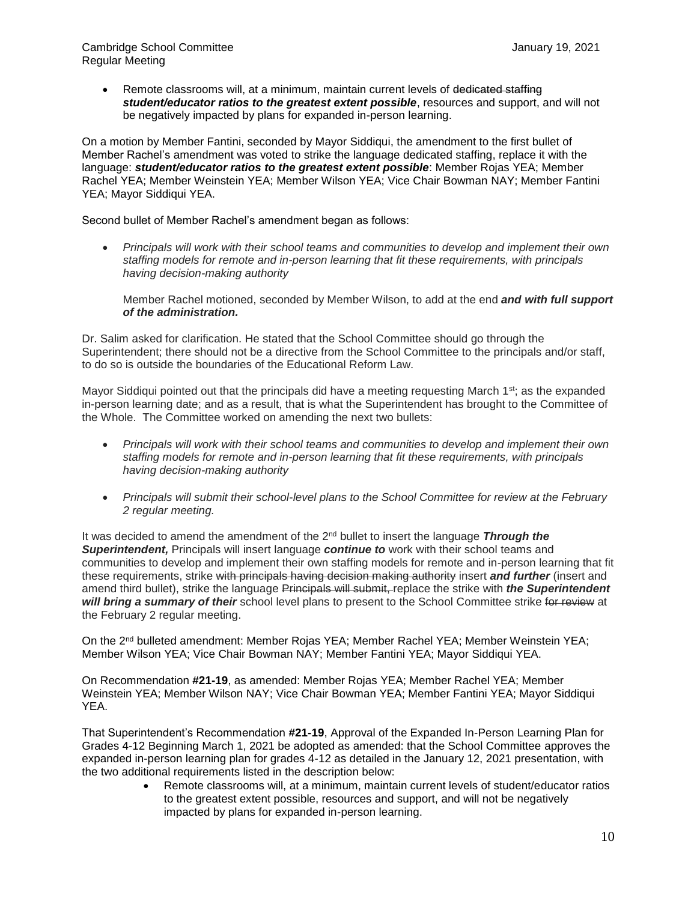- Remote classrooms will, at a minimum, maintain current levels of ~~dedicated staffing~~ ***student/educator ratios to the greatest extent possible***, resources and support, and will not be negatively impacted by plans for expanded in-person learning.

On a motion by Member Fantini, seconded by Mayor Siddiqui, the amendment to the first bullet of Member Rachel's amendment was voted to strike the language dedicated staffing, replace it with the language: ***student/educator ratios to the greatest extent possible***: Member Rojas YEA; Member Rachel YEA; Member Weinstein YEA; Member Wilson YEA; Vice Chair Bowman NAY; Member Fantini YEA; Mayor Siddiqui YEA.

Second bullet of Member Rachel's amendment began as follows:

- *Principals will work with their school teams and communities to develop and implement their own staffing models for remote and in-person learning that fit these requirements, with principals having decision-making authority*

  Member Rachel motioned, seconded by Member Wilson, to add at the end ***and with full support of the administration.***

Dr. Salim asked for clarification. He stated that the School Committee should go through the Superintendent; there should not be a directive from the School Committee to the principals and/or staff, to do so is outside the boundaries of the Educational Reform Law.

Mayor Siddiqui pointed out that the principals did have a meeting requesting March 1st; as the expanded in-person learning date; and as a result, that is what the Superintendent has brought to the Committee of the Whole. The Committee worked on amending the next two bullets:

- *Principals will work with their school teams and communities to develop and implement their own staffing models for remote and in-person learning that fit these requirements, with principals having decision-making authority*
- *Principals will submit their school-level plans to the School Committee for review at the February 2 regular meeting.*

It was decided to amend the amendment of the 2nd bullet to insert the language ***Through the Superintendent,*** Principals will insert language ***continue to*** work with their school teams and communities to develop and implement their own staffing models for remote and in-person learning that fit these requirements, strike ~~with principals having decision making authority~~ insert ***and further*** (insert and amend third bullet), strike the language ~~Principals will submit,~~ replace the strike with ***the Superintendent will bring a summary of their*** school level plans to present to the School Committee strike ~~for review~~ at the February 2 regular meeting.

On the 2nd bulleted amendment: Member Rojas YEA; Member Rachel YEA; Member Weinstein YEA; Member Wilson YEA; Vice Chair Bowman NAY; Member Fantini YEA; Mayor Siddiqui YEA.

On Recommendation **#21-19**, as amended: Member Rojas YEA; Member Rachel YEA; Member Weinstein YEA; Member Wilson NAY; Vice Chair Bowman YEA; Member Fantini YEA; Mayor Siddiqui YEA.

That Superintendent's Recommendation **#21-19**, Approval of the Expanded In-Person Learning Plan for Grades 4-12 Beginning March 1, 2021 be adopted as amended: that the School Committee approves the expanded in-person learning plan for grades 4-12 as detailed in the January 12, 2021 presentation, with the two additional requirements listed in the description below:

- Remote classrooms will, at a minimum, maintain current levels of student/educator ratios to the greatest extent possible, resources and support, and will not be negatively impacted by plans for expanded in-person learning.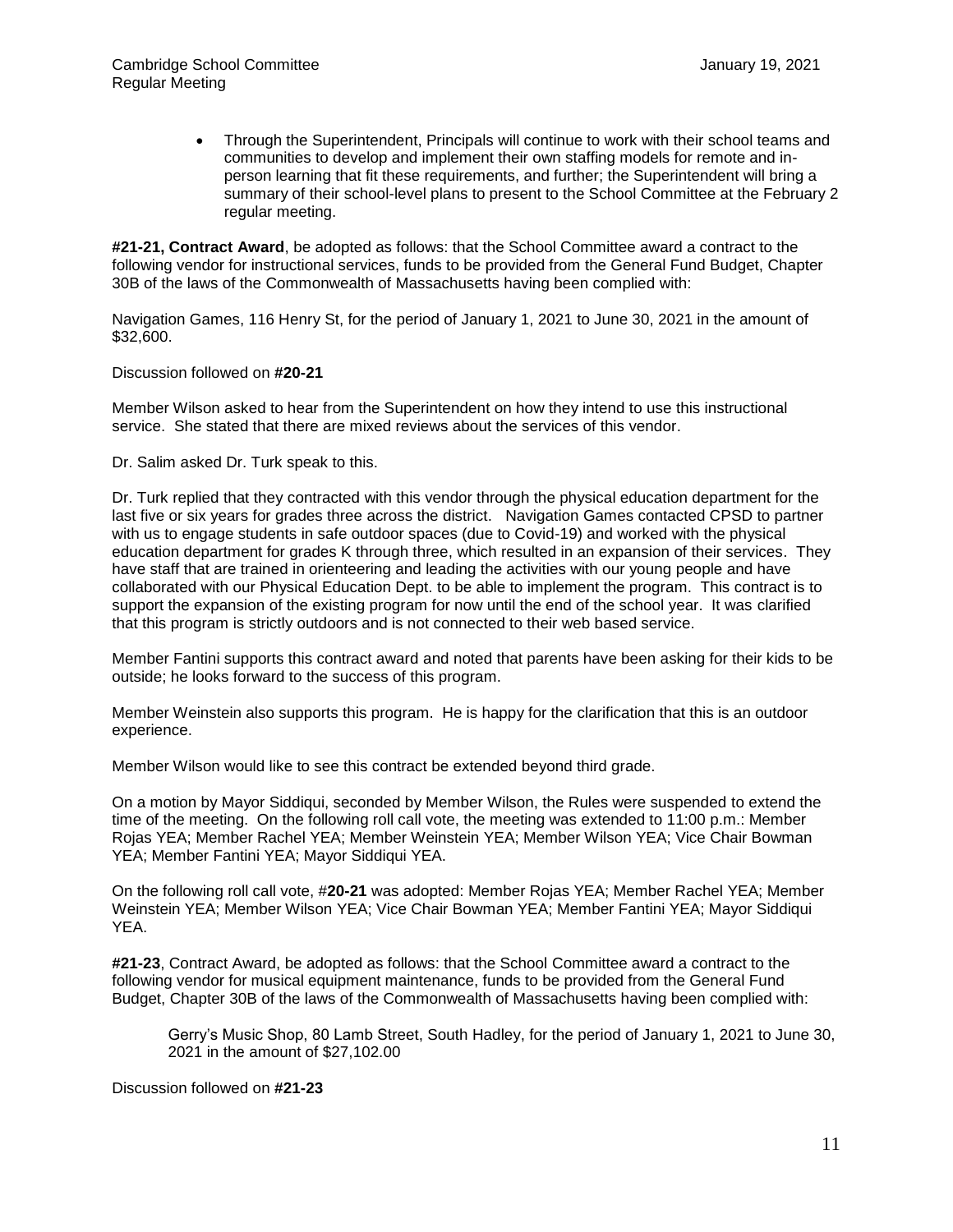- Through the Superintendent, Principals will continue to work with their school teams and communities to develop and implement their own staffing models for remote and in-person learning that fit these requirements, and further; the Superintendent will bring a summary of their school-level plans to present to the School Committee at the February 2 regular meeting.

**#21-21, Contract Award**, be adopted as follows: that the School Committee award a contract to the following vendor for instructional services, funds to be provided from the General Fund Budget, Chapter 30B of the laws of the Commonwealth of Massachusetts having been complied with:

Navigation Games, 116 Henry St, for the period of January 1, 2021 to June 30, 2021 in the amount of $32,600.

Discussion followed on **#20-21**

Member Wilson asked to hear from the Superintendent on how they intend to use this instructional service. She stated that there are mixed reviews about the services of this vendor.

Dr. Salim asked Dr. Turk speak to this.

Dr. Turk replied that they contracted with this vendor through the physical education department for the last five or six years for grades three across the district. Navigation Games contacted CPSD to partner with us to engage students in safe outdoor spaces (due to Covid-19) and worked with the physical education department for grades K through three, which resulted in an expansion of their services. They have staff that are trained in orienteering and leading the activities with our young people and have collaborated with our Physical Education Dept. to be able to implement the program. This contract is to support the expansion of the existing program for now until the end of the school year. It was clarified that this program is strictly outdoors and is not connected to their web based service.

Member Fantini supports this contract award and noted that parents have been asking for their kids to be outside; he looks forward to the success of this program.

Member Weinstein also supports this program. He is happy for the clarification that this is an outdoor experience.

Member Wilson would like to see this contract be extended beyond third grade.

On a motion by Mayor Siddiqui, seconded by Member Wilson, the Rules were suspended to extend the time of the meeting. On the following roll call vote, the meeting was extended to 11:00 p.m.: Member Rojas YEA; Member Rachel YEA; Member Weinstein YEA; Member Wilson YEA; Vice Chair Bowman YEA; Member Fantini YEA; Mayor Siddiqui YEA.

On the following roll call vote, #**20-21** was adopted: Member Rojas YEA; Member Rachel YEA; Member Weinstein YEA; Member Wilson YEA; Vice Chair Bowman YEA; Member Fantini YEA; Mayor Siddiqui YEA.

**#21-23**, Contract Award, be adopted as follows: that the School Committee award a contract to the following vendor for musical equipment maintenance, funds to be provided from the General Fund Budget, Chapter 30B of the laws of the Commonwealth of Massachusetts having been complied with:

Gerry's Music Shop, 80 Lamb Street, South Hadley, for the period of January 1, 2021 to June 30, 2021 in the amount of $27,102.00

Discussion followed on **#21-23**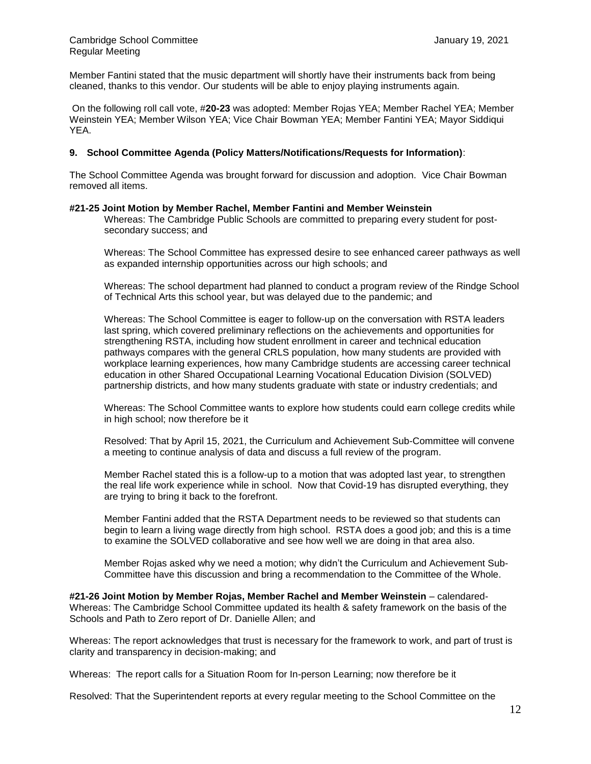Member Fantini stated that the music department will shortly have their instruments back from being cleaned, thanks to this vendor. Our students will be able to enjoy playing instruments again.

On the following roll call vote, #**20-23** was adopted: Member Rojas YEA; Member Rachel YEA; Member Weinstein YEA; Member Wilson YEA; Vice Chair Bowman YEA; Member Fantini YEA; Mayor Siddiqui YEA.

**9. School Committee Agenda (Policy Matters/Notifications/Requests for Information)**:

The School Committee Agenda was brought forward for discussion and adoption. Vice Chair Bowman removed all items.

**#21-25 Joint Motion by Member Rachel, Member Fantini and Member Weinstein**

Whereas: The Cambridge Public Schools are committed to preparing every student for post-secondary success; and

Whereas: The School Committee has expressed desire to see enhanced career pathways as well as expanded internship opportunities across our high schools; and

Whereas: The school department had planned to conduct a program review of the Rindge School of Technical Arts this school year, but was delayed due to the pandemic; and

Whereas: The School Committee is eager to follow-up on the conversation with RSTA leaders last spring, which covered preliminary reflections on the achievements and opportunities for strengthening RSTA, including how student enrollment in career and technical education pathways compares with the general CRLS population, how many students are provided with workplace learning experiences, how many Cambridge students are accessing career technical education in other Shared Occupational Learning Vocational Education Division (SOLVED) partnership districts, and how many students graduate with state or industry credentials; and

Whereas: The School Committee wants to explore how students could earn college credits while in high school; now therefore be it

Resolved: That by April 15, 2021, the Curriculum and Achievement Sub-Committee will convene a meeting to continue analysis of data and discuss a full review of the program.

Member Rachel stated this is a follow-up to a motion that was adopted last year, to strengthen the real life work experience while in school. Now that Covid-19 has disrupted everything, they are trying to bring it back to the forefront.

Member Fantini added that the RSTA Department needs to be reviewed so that students can begin to learn a living wage directly from high school. RSTA does a good job; and this is a time to examine the SOLVED collaborative and see how well we are doing in that area also.

Member Rojas asked why we need a motion; why didn't the Curriculum and Achievement Sub-Committee have this discussion and bring a recommendation to the Committee of the Whole.

**#21-26 Joint Motion by Member Rojas, Member Rachel and Member Weinstein** – calendared-
Whereas: The Cambridge School Committee updated its health & safety framework on the basis of the Schools and Path to Zero report of Dr. Danielle Allen; and

Whereas: The report acknowledges that trust is necessary for the framework to work, and part of trust is clarity and transparency in decision-making; and

Whereas: The report calls for a Situation Room for In-person Learning; now therefore be it

Resolved: That the Superintendent reports at every regular meeting to the School Committee on the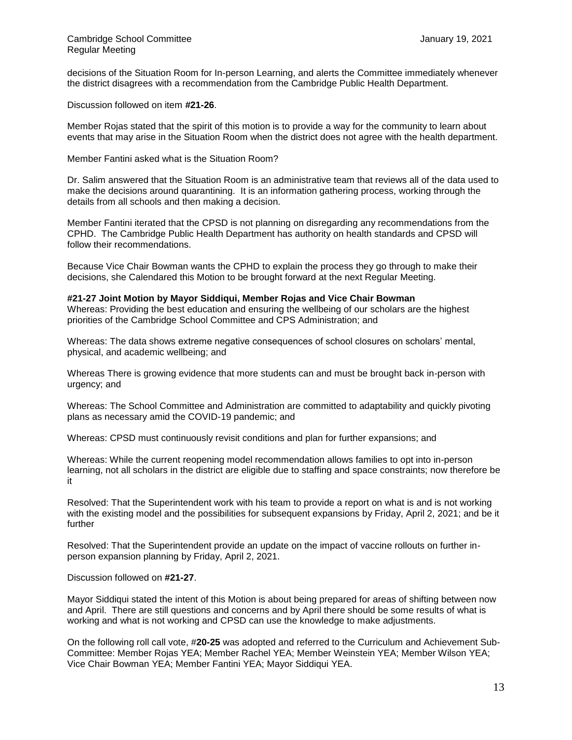decisions of the Situation Room for In-person Learning, and alerts the Committee immediately whenever the district disagrees with a recommendation from the Cambridge Public Health Department.

Discussion followed on item **#21-26**.

Member Rojas stated that the spirit of this motion is to provide a way for the community to learn about events that may arise in the Situation Room when the district does not agree with the health department.

Member Fantini asked what is the Situation Room?

Dr. Salim answered that the Situation Room is an administrative team that reviews all of the data used to make the decisions around quarantining. It is an information gathering process, working through the details from all schools and then making a decision.

Member Fantini iterated that the CPSD is not planning on disregarding any recommendations from the CPHD. The Cambridge Public Health Department has authority on health standards and CPSD will follow their recommendations.

Because Vice Chair Bowman wants the CPHD to explain the process they go through to make their decisions, she Calendared this Motion to be brought forward at the next Regular Meeting.

**#21-27 Joint Motion by Mayor Siddiqui, Member Rojas and Vice Chair Bowman**
Whereas: Providing the best education and ensuring the wellbeing of our scholars are the highest priorities of the Cambridge School Committee and CPS Administration; and

Whereas: The data shows extreme negative consequences of school closures on scholars' mental, physical, and academic wellbeing; and

Whereas There is growing evidence that more students can and must be brought back in-person with urgency; and

Whereas: The School Committee and Administration are committed to adaptability and quickly pivoting plans as necessary amid the COVID-19 pandemic; and

Whereas: CPSD must continuously revisit conditions and plan for further expansions; and

Whereas: While the current reopening model recommendation allows families to opt into in-person learning, not all scholars in the district are eligible due to staffing and space constraints; now therefore be it

Resolved: That the Superintendent work with his team to provide a report on what is and is not working with the existing model and the possibilities for subsequent expansions by Friday, April 2, 2021; and be it further

Resolved: That the Superintendent provide an update on the impact of vaccine rollouts on further in-person expansion planning by Friday, April 2, 2021.

Discussion followed on **#21-27**.

Mayor Siddiqui stated the intent of this Motion is about being prepared for areas of shifting between now and April. There are still questions and concerns and by April there should be some results of what is working and what is not working and CPSD can use the knowledge to make adjustments.

On the following roll call vote, #**20-25** was adopted and referred to the Curriculum and Achievement Sub-Committee: Member Rojas YEA; Member Rachel YEA; Member Weinstein YEA; Member Wilson YEA; Vice Chair Bowman YEA; Member Fantini YEA; Mayor Siddiqui YEA.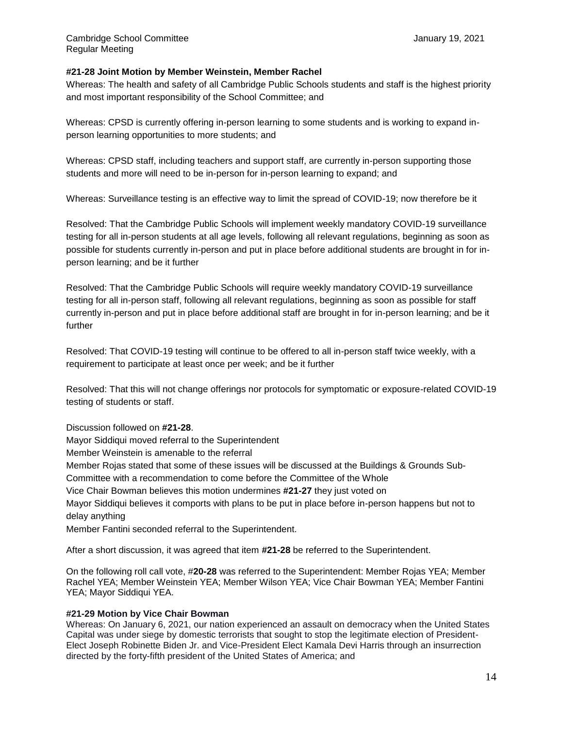**#21-28 Joint Motion by Member Weinstein, Member Rachel**

Whereas: The health and safety of all Cambridge Public Schools students and staff is the highest priority and most important responsibility of the School Committee; and

Whereas: CPSD is currently offering in-person learning to some students and is working to expand in-person learning opportunities to more students; and

Whereas: CPSD staff, including teachers and support staff, are currently in-person supporting those students and more will need to be in-person for in-person learning to expand; and

Whereas: Surveillance testing is an effective way to limit the spread of COVID-19; now therefore be it

Resolved: That the Cambridge Public Schools will implement weekly mandatory COVID-19 surveillance testing for all in-person students at all age levels, following all relevant regulations, beginning as soon as possible for students currently in-person and put in place before additional students are brought in for in-person learning; and be it further

Resolved: That the Cambridge Public Schools will require weekly mandatory COVID-19 surveillance testing for all in-person staff, following all relevant regulations, beginning as soon as possible for staff currently in-person and put in place before additional staff are brought in for in-person learning; and be it further

Resolved: That COVID-19 testing will continue to be offered to all in-person staff twice weekly, with a requirement to participate at least once per week; and be it further

Resolved: That this will not change offerings nor protocols for symptomatic or exposure-related COVID-19 testing of students or staff.

Discussion followed on **#21-28**.
Mayor Siddiqui moved referral to the Superintendent
Member Weinstein is amenable to the referral
Member Rojas stated that some of these issues will be discussed at the Buildings & Grounds Sub-Committee with a recommendation to come before the Committee of the Whole
Vice Chair Bowman believes this motion undermines **#21-27** they just voted on
Mayor Siddiqui believes it comports with plans to be put in place before in-person happens but not to delay anything
Member Fantini seconded referral to the Superintendent.

After a short discussion, it was agreed that item **#21-28** be referred to the Superintendent.

On the following roll call vote, #**20-28** was referred to the Superintendent: Member Rojas YEA; Member Rachel YEA; Member Weinstein YEA; Member Wilson YEA; Vice Chair Bowman YEA; Member Fantini YEA; Mayor Siddiqui YEA.

**#21-29 Motion by Vice Chair Bowman**

Whereas: On January 6, 2021, our nation experienced an assault on democracy when the United States Capital was under siege by domestic terrorists that sought to stop the legitimate election of President-Elect Joseph Robinette Biden Jr. and Vice-President Elect Kamala Devi Harris through an insurrection directed by the forty-fifth president of the United States of America; and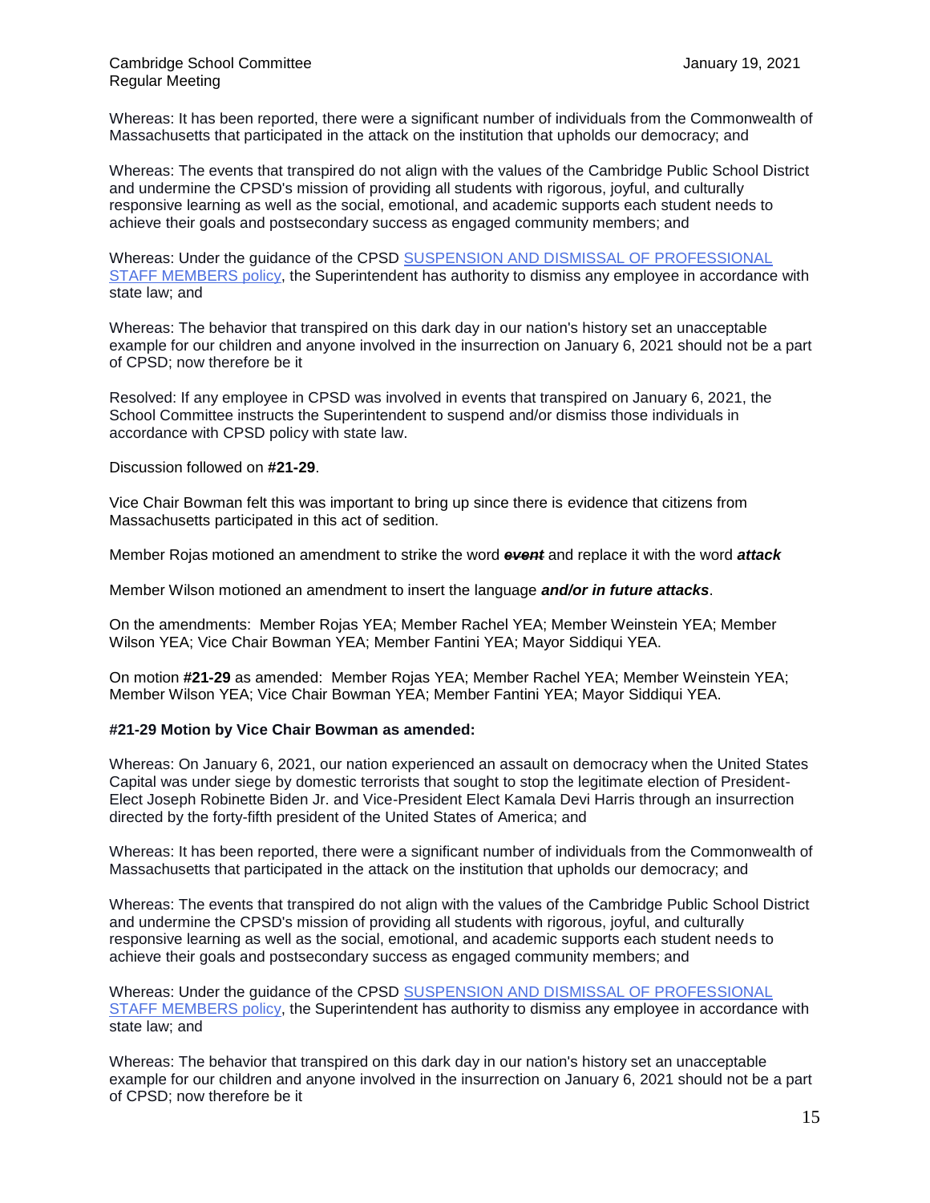Whereas: It has been reported, there were a significant number of individuals from the Commonwealth of Massachusetts that participated in the attack on the institution that upholds our democracy; and

Whereas: The events that transpired do not align with the values of the Cambridge Public School District and undermine the CPSD's mission of providing all students with rigorous, joyful, and culturally responsive learning as well as the social, emotional, and academic supports each student needs to achieve their goals and postsecondary success as engaged community members; and

Whereas: Under the guidance of the CPSD [SUSPENSION AND DISMISSAL OF PROFESSIONAL STAFF MEMBERS policy], the Superintendent has authority to dismiss any employee in accordance with state law; and

Whereas: The behavior that transpired on this dark day in our nation's history set an unacceptable example for our children and anyone involved in the insurrection on January 6, 2021 should not be a part of CPSD; now therefore be it

Resolved: If any employee in CPSD was involved in events that transpired on January 6, 2021, the School Committee instructs the Superintendent to suspend and/or dismiss those individuals in accordance with CPSD policy with state law.

Discussion followed on **#21-29**.

Vice Chair Bowman felt this was important to bring up since there is evidence that citizens from Massachusetts participated in this act of sedition.

Member Rojas motioned an amendment to strike the word ***~~event~~*** and replace it with the word ***attack***

Member Wilson motioned an amendment to insert the language ***and/or in future attacks***.

On the amendments: Member Rojas YEA; Member Rachel YEA; Member Weinstein YEA; Member Wilson YEA; Vice Chair Bowman YEA; Member Fantini YEA; Mayor Siddiqui YEA.

On motion **#21-29** as amended: Member Rojas YEA; Member Rachel YEA; Member Weinstein YEA; Member Wilson YEA; Vice Chair Bowman YEA; Member Fantini YEA; Mayor Siddiqui YEA.

**#21-29 Motion by Vice Chair Bowman as amended:**

Whereas: On January 6, 2021, our nation experienced an assault on democracy when the United States Capital was under siege by domestic terrorists that sought to stop the legitimate election of President-Elect Joseph Robinette Biden Jr. and Vice-President Elect Kamala Devi Harris through an insurrection directed by the forty-fifth president of the United States of America; and

Whereas: It has been reported, there were a significant number of individuals from the Commonwealth of Massachusetts that participated in the attack on the institution that upholds our democracy; and

Whereas: The events that transpired do not align with the values of the Cambridge Public School District and undermine the CPSD's mission of providing all students with rigorous, joyful, and culturally responsive learning as well as the social, emotional, and academic supports each student needs to achieve their goals and postsecondary success as engaged community members; and

Whereas: Under the guidance of the CPSD [SUSPENSION AND DISMISSAL OF PROFESSIONAL STAFF MEMBERS policy], the Superintendent has authority to dismiss any employee in accordance with state law; and

Whereas: The behavior that transpired on this dark day in our nation's history set an unacceptable example for our children and anyone involved in the insurrection on January 6, 2021 should not be a part of CPSD; now therefore be it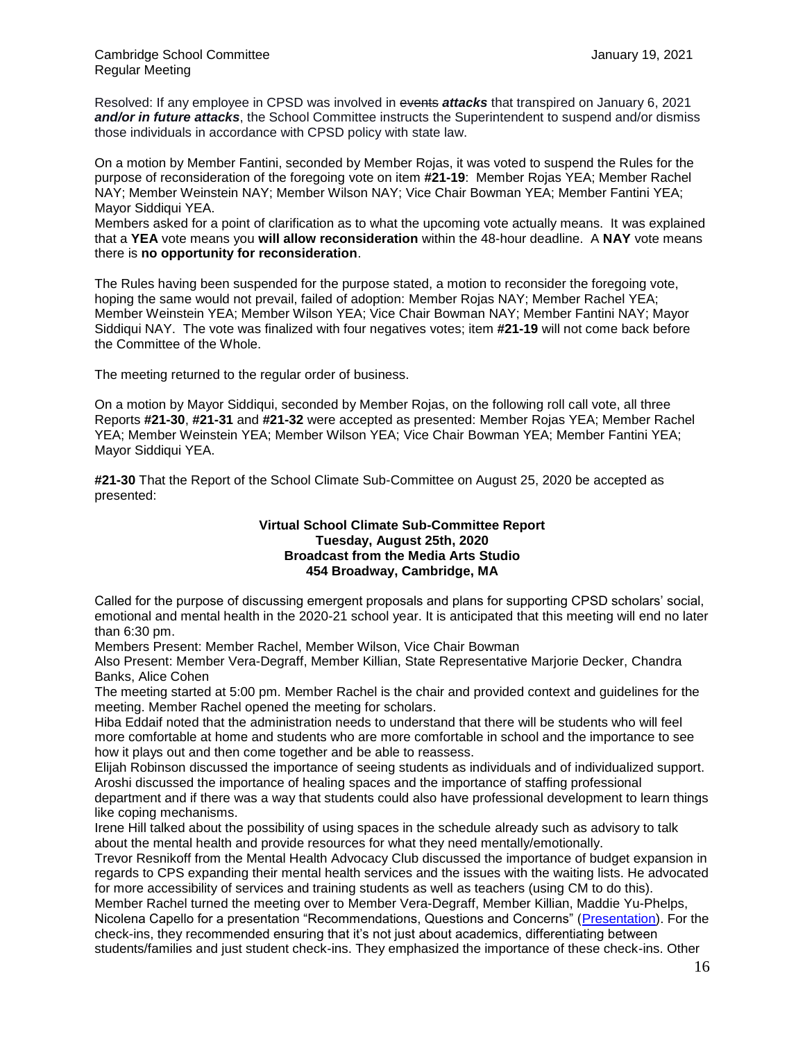Resolved: If any employee in CPSD was involved in ~~events~~ ***attacks*** that transpired on January 6, 2021 ***and/or in future attacks***, the School Committee instructs the Superintendent to suspend and/or dismiss those individuals in accordance with CPSD policy with state law.

On a motion by Member Fantini, seconded by Member Rojas, it was voted to suspend the Rules for the purpose of reconsideration of the foregoing vote on item **#21-19**: Member Rojas YEA; Member Rachel NAY; Member Weinstein NAY; Member Wilson NAY; Vice Chair Bowman YEA; Member Fantini YEA; Mayor Siddiqui YEA.

Members asked for a point of clarification as to what the upcoming vote actually means. It was explained that a **YEA** vote means you **will allow reconsideration** within the 48-hour deadline. A **NAY** vote means there is **no opportunity for reconsideration**.

The Rules having been suspended for the purpose stated, a motion to reconsider the foregoing vote, hoping the same would not prevail, failed of adoption: Member Rojas NAY; Member Rachel YEA; Member Weinstein YEA; Member Wilson YEA; Vice Chair Bowman NAY; Member Fantini NAY; Mayor Siddiqui NAY. The vote was finalized with four negatives votes; item **#21-19** will not come back before the Committee of the Whole.

The meeting returned to the regular order of business.

On a motion by Mayor Siddiqui, seconded by Member Rojas, on the following roll call vote, all three Reports **#21-30**, **#21-31** and **#21-32** were accepted as presented: Member Rojas YEA; Member Rachel YEA; Member Weinstein YEA; Member Wilson YEA; Vice Chair Bowman YEA; Member Fantini YEA; Mayor Siddiqui YEA.

**#21-30** That the Report of the School Climate Sub-Committee on August 25, 2020 be accepted as presented:

**Virtual School Climate Sub-Committee Report**
**Tuesday, August 25th, 2020**
**Broadcast from the Media Arts Studio**
**454 Broadway, Cambridge, MA**

Called for the purpose of discussing emergent proposals and plans for supporting CPSD scholars' social, emotional and mental health in the 2020-21 school year. It is anticipated that this meeting will end no later than 6:30 pm.

Members Present: Member Rachel, Member Wilson, Vice Chair Bowman

Also Present: Member Vera-Degraff, Member Killian, State Representative Marjorie Decker, Chandra Banks, Alice Cohen

The meeting started at 5:00 pm. Member Rachel is the chair and provided context and guidelines for the meeting. Member Rachel opened the meeting for scholars.

Hiba Eddaif noted that the administration needs to understand that there will be students who will feel more comfortable at home and students who are more comfortable in school and the importance to see how it plays out and then come together and be able to reassess.

Elijah Robinson discussed the importance of seeing students as individuals and of individualized support.

Aroshi discussed the importance of healing spaces and the importance of staffing professional department and if there was a way that students could also have professional development to learn things like coping mechanisms.

Irene Hill talked about the possibility of using spaces in the schedule already such as advisory to talk about the mental health and provide resources for what they need mentally/emotionally.

Trevor Resnikoff from the Mental Health Advocacy Club discussed the importance of budget expansion in regards to CPS expanding their mental health services and the issues with the waiting lists. He advocated for more accessibility of services and training students as well as teachers (using CM to do this).

Member Rachel turned the meeting over to Member Vera-Degraff, Member Killian, Maddie Yu-Phelps, Nicolena Capello for a presentation "Recommendations, Questions and Concerns" (Presentation). For the check-ins, they recommended ensuring that it's not just about academics, differentiating between students/families and just student check-ins. They emphasized the importance of these check-ins. Other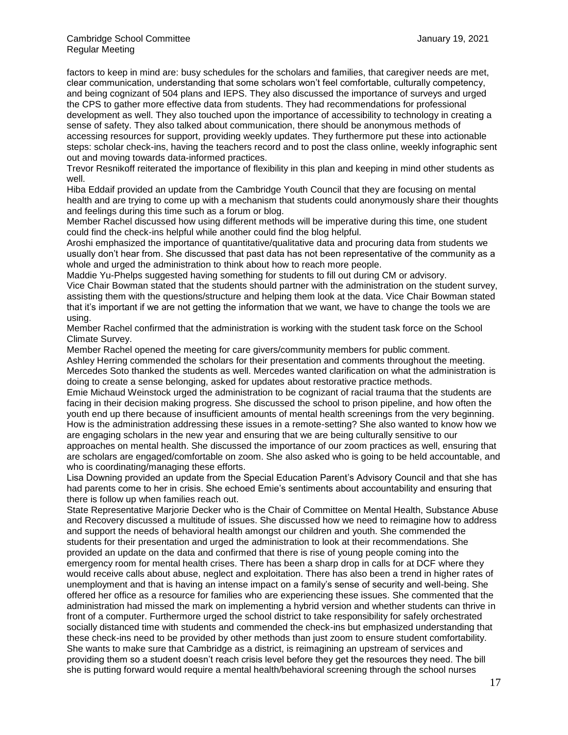factors to keep in mind are: busy schedules for the scholars and families, that caregiver needs are met, clear communication, understanding that some scholars won't feel comfortable, culturally competency, and being cognizant of 504 plans and IEPS. They also discussed the importance of surveys and urged the CPS to gather more effective data from students. They had recommendations for professional development as well. They also touched upon the importance of accessibility to technology in creating a sense of safety. They also talked about communication, there should be anonymous methods of accessing resources for support, providing weekly updates. They furthermore put these into actionable steps: scholar check-ins, having the teachers record and to post the class online, weekly infographic sent out and moving towards data-informed practices.

Trevor Resnikoff reiterated the importance of flexibility in this plan and keeping in mind other students as well.

Hiba Eddaif provided an update from the Cambridge Youth Council that they are focusing on mental health and are trying to come up with a mechanism that students could anonymously share their thoughts and feelings during this time such as a forum or blog.

Member Rachel discussed how using different methods will be imperative during this time, one student could find the check-ins helpful while another could find the blog helpful.

Aroshi emphasized the importance of quantitative/qualitative data and procuring data from students we usually don't hear from. She discussed that past data has not been representative of the community as a whole and urged the administration to think about how to reach more people.

Maddie Yu-Phelps suggested having something for students to fill out during CM or advisory.

Vice Chair Bowman stated that the students should partner with the administration on the student survey, assisting them with the questions/structure and helping them look at the data. Vice Chair Bowman stated that it's important if we are not getting the information that we want, we have to change the tools we are using.

Member Rachel confirmed that the administration is working with the student task force on the School Climate Survey.

Member Rachel opened the meeting for care givers/community members for public comment.

Ashley Herring commended the scholars for their presentation and comments throughout the meeting.

Mercedes Soto thanked the students as well. Mercedes wanted clarification on what the administration is doing to create a sense belonging, asked for updates about restorative practice methods.

Emie Michaud Weinstock urged the administration to be cognizant of racial trauma that the students are facing in their decision making progress. She discussed the school to prison pipeline, and how often the youth end up there because of insufficient amounts of mental health screenings from the very beginning. How is the administration addressing these issues in a remote-setting? She also wanted to know how we are engaging scholars in the new year and ensuring that we are being culturally sensitive to our approaches on mental health. She discussed the importance of our zoom practices as well, ensuring that are scholars are engaged/comfortable on zoom. She also asked who is going to be held accountable, and who is coordinating/managing these efforts.

Lisa Downing provided an update from the Special Education Parent's Advisory Council and that she has had parents come to her in crisis. She echoed Emie's sentiments about accountability and ensuring that there is follow up when families reach out.

State Representative Marjorie Decker who is the Chair of Committee on Mental Health, Substance Abuse and Recovery discussed a multitude of issues. She discussed how we need to reimagine how to address and support the needs of behavioral health amongst our children and youth. She commended the students for their presentation and urged the administration to look at their recommendations. She provided an update on the data and confirmed that there is rise of young people coming into the emergency room for mental health crises. There has been a sharp drop in calls for at DCF where they would receive calls about abuse, neglect and exploitation. There has also been a trend in higher rates of unemployment and that is having an intense impact on a family's sense of security and well-being. She offered her office as a resource for families who are experiencing these issues. She commented that the administration had missed the mark on implementing a hybrid version and whether students can thrive in front of a computer. Furthermore urged the school district to take responsibility for safely orchestrated socially distanced time with students and commended the check-ins but emphasized understanding that these check-ins need to be provided by other methods than just zoom to ensure student comfortability. She wants to make sure that Cambridge as a district, is reimagining an upstream of services and providing them so a student doesn't reach crisis level before they get the resources they need. The bill she is putting forward would require a mental health/behavioral screening through the school nurses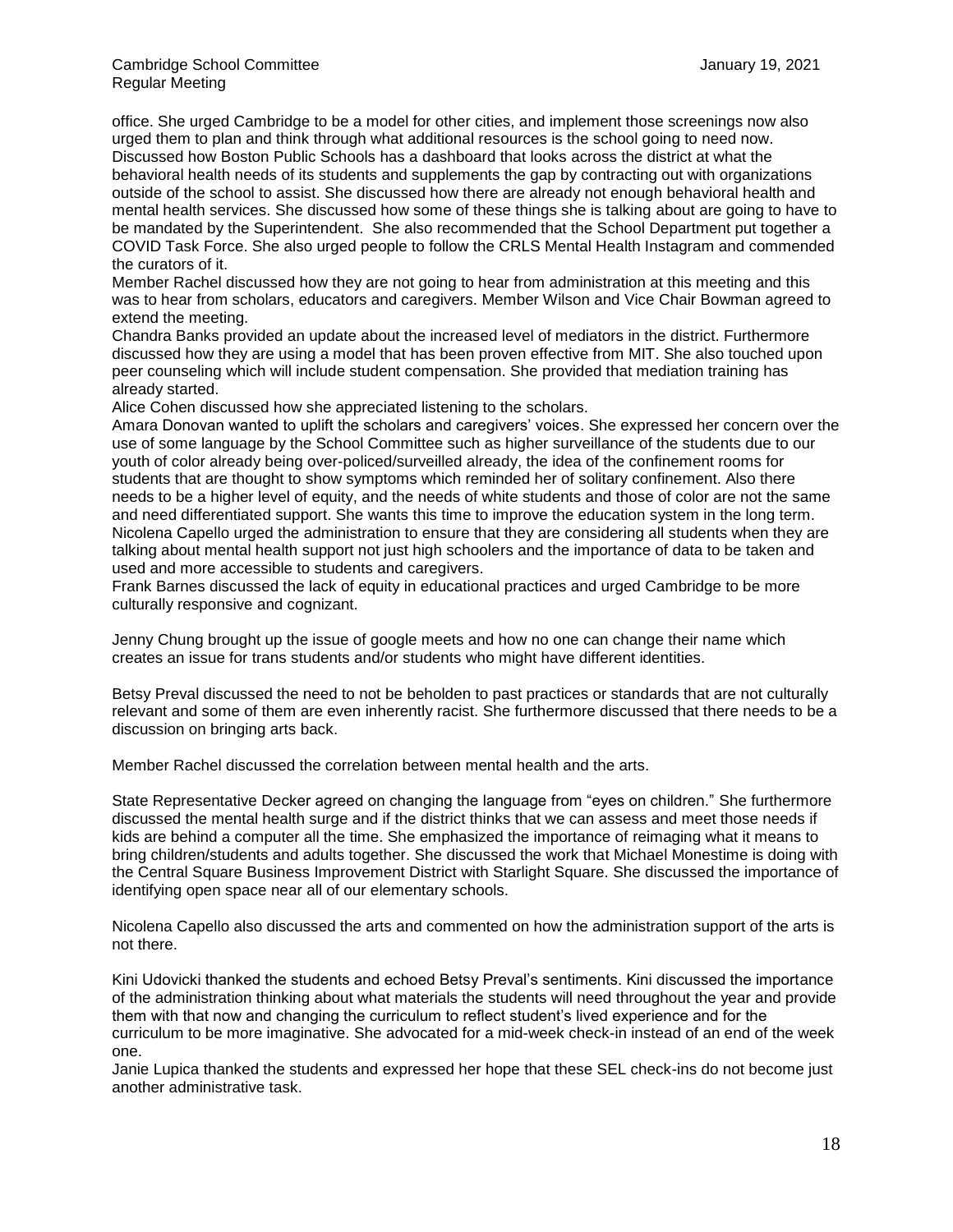office. She urged Cambridge to be a model for other cities, and implement those screenings now also urged them to plan and think through what additional resources is the school going to need now. Discussed how Boston Public Schools has a dashboard that looks across the district at what the behavioral health needs of its students and supplements the gap by contracting out with organizations outside of the school to assist. She discussed how there are already not enough behavioral health and mental health services. She discussed how some of these things she is talking about are going to have to be mandated by the Superintendent. She also recommended that the School Department put together a COVID Task Force. She also urged people to follow the CRLS Mental Health Instagram and commended the curators of it.
Member Rachel discussed how they are not going to hear from administration at this meeting and this was to hear from scholars, educators and caregivers. Member Wilson and Vice Chair Bowman agreed to extend the meeting.
Chandra Banks provided an update about the increased level of mediators in the district. Furthermore discussed how they are using a model that has been proven effective from MIT. She also touched upon peer counseling which will include student compensation. She provided that mediation training has already started.
Alice Cohen discussed how she appreciated listening to the scholars.
Amara Donovan wanted to uplift the scholars and caregivers' voices. She expressed her concern over the use of some language by the School Committee such as higher surveillance of the students due to our youth of color already being over-policed/surveilled already, the idea of the confinement rooms for students that are thought to show symptoms which reminded her of solitary confinement. Also there needs to be a higher level of equity, and the needs of white students and those of color are not the same and need differentiated support. She wants this time to improve the education system in the long term.
Nicolena Capello urged the administration to ensure that they are considering all students when they are talking about mental health support not just high schoolers and the importance of data to be taken and used and more accessible to students and caregivers.
Frank Barnes discussed the lack of equity in educational practices and urged Cambridge to be more culturally responsive and cognizant.

Jenny Chung brought up the issue of google meets and how no one can change their name which creates an issue for trans students and/or students who might have different identities.

Betsy Preval discussed the need to not be beholden to past practices or standards that are not culturally relevant and some of them are even inherently racist. She furthermore discussed that there needs to be a discussion on bringing arts back.

Member Rachel discussed the correlation between mental health and the arts.

State Representative Decker agreed on changing the language from "eyes on children." She furthermore discussed the mental health surge and if the district thinks that we can assess and meet those needs if kids are behind a computer all the time. She emphasized the importance of reimaging what it means to bring children/students and adults together. She discussed the work that Michael Monestime is doing with the Central Square Business Improvement District with Starlight Square. She discussed the importance of identifying open space near all of our elementary schools.

Nicolena Capello also discussed the arts and commented on how the administration support of the arts is not there.

Kini Udovicki thanked the students and echoed Betsy Preval's sentiments. Kini discussed the importance of the administration thinking about what materials the students will need throughout the year and provide them with that now and changing the curriculum to reflect student's lived experience and for the curriculum to be more imaginative. She advocated for a mid-week check-in instead of an end of the week one.
Janie Lupica thanked the students and expressed her hope that these SEL check-ins do not become just another administrative task.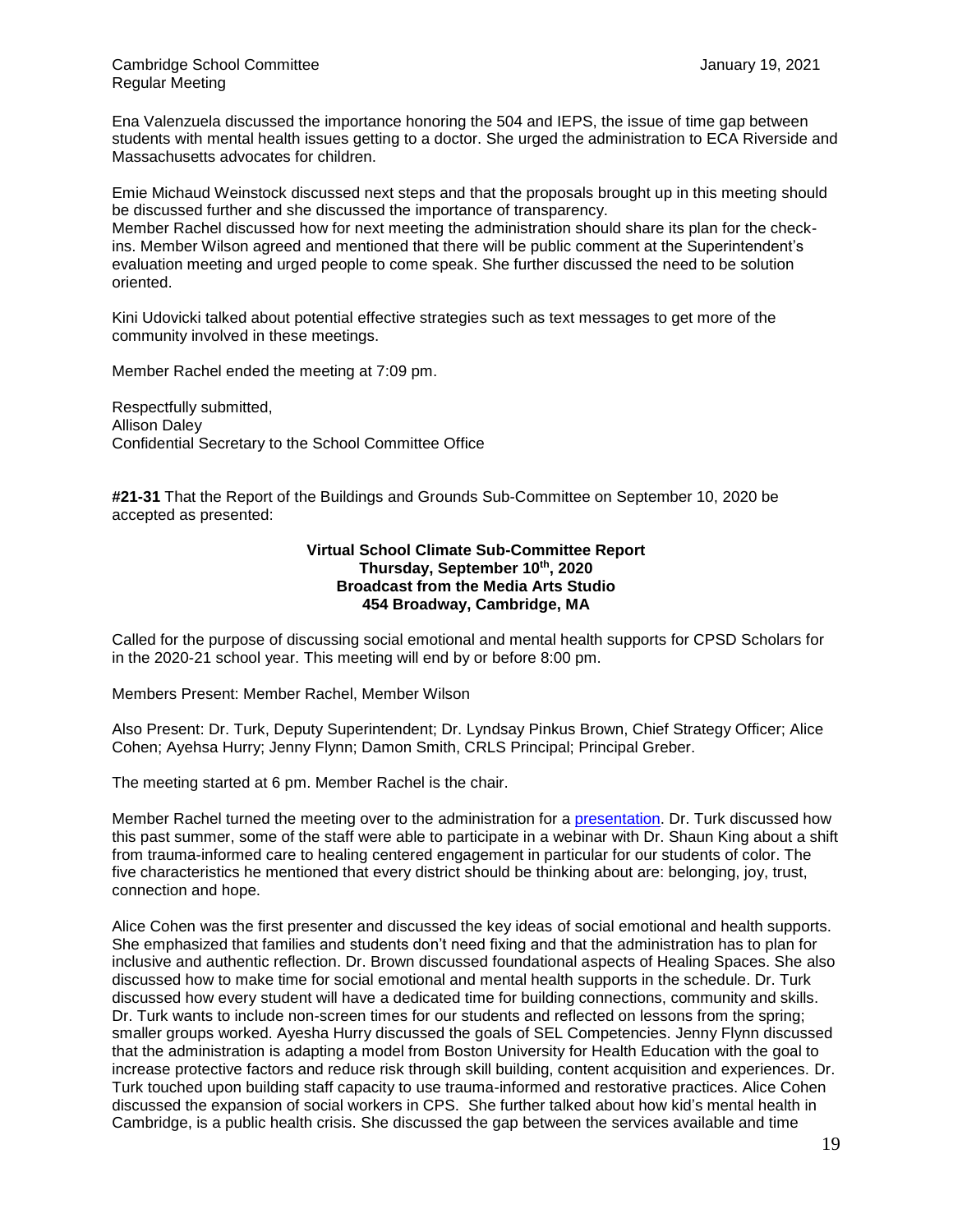Ena Valenzuela discussed the importance honoring the 504 and IEPS, the issue of time gap between students with mental health issues getting to a doctor. She urged the administration to ECA Riverside and Massachusetts advocates for children.

Emie Michaud Weinstock discussed next steps and that the proposals brought up in this meeting should be discussed further and she discussed the importance of transparency.
Member Rachel discussed how for next meeting the administration should share its plan for the check-ins. Member Wilson agreed and mentioned that there will be public comment at the Superintendent's evaluation meeting and urged people to come speak. She further discussed the need to be solution oriented.

Kini Udovicki talked about potential effective strategies such as text messages to get more of the community involved in these meetings.

Member Rachel ended the meeting at 7:09 pm.

Respectfully submitted,
Allison Daley
Confidential Secretary to the School Committee Office

**#21-31** That the Report of the Buildings and Grounds Sub-Committee on September 10, 2020 be accepted as presented:

**Virtual School Climate Sub-Committee Report**
**Thursday, September 10th, 2020**
**Broadcast from the Media Arts Studio**
**454 Broadway, Cambridge, MA**

Called for the purpose of discussing social emotional and mental health supports for CPSD Scholars for in the 2020-21 school year. This meeting will end by or before 8:00 pm.

Members Present: Member Rachel, Member Wilson

Also Present: Dr. Turk, Deputy Superintendent; Dr. Lyndsay Pinkus Brown, Chief Strategy Officer; Alice Cohen; Ayehsa Hurry; Jenny Flynn; Damon Smith, CRLS Principal; Principal Greber.

The meeting started at 6 pm. Member Rachel is the chair.

Member Rachel turned the meeting over to the administration for a presentation. Dr. Turk discussed how this past summer, some of the staff were able to participate in a webinar with Dr. Shaun King about a shift from trauma-informed care to healing centered engagement in particular for our students of color. The five characteristics he mentioned that every district should be thinking about are: belonging, joy, trust, connection and hope.

Alice Cohen was the first presenter and discussed the key ideas of social emotional and health supports. She emphasized that families and students don't need fixing and that the administration has to plan for inclusive and authentic reflection. Dr. Brown discussed foundational aspects of Healing Spaces. She also discussed how to make time for social emotional and mental health supports in the schedule. Dr. Turk discussed how every student will have a dedicated time for building connections, community and skills. Dr. Turk wants to include non-screen times for our students and reflected on lessons from the spring; smaller groups worked. Ayesha Hurry discussed the goals of SEL Competencies. Jenny Flynn discussed that the administration is adapting a model from Boston University for Health Education with the goal to increase protective factors and reduce risk through skill building, content acquisition and experiences. Dr. Turk touched upon building staff capacity to use trauma-informed and restorative practices. Alice Cohen discussed the expansion of social workers in CPS. She further talked about how kid's mental health in Cambridge, is a public health crisis. She discussed the gap between the services available and time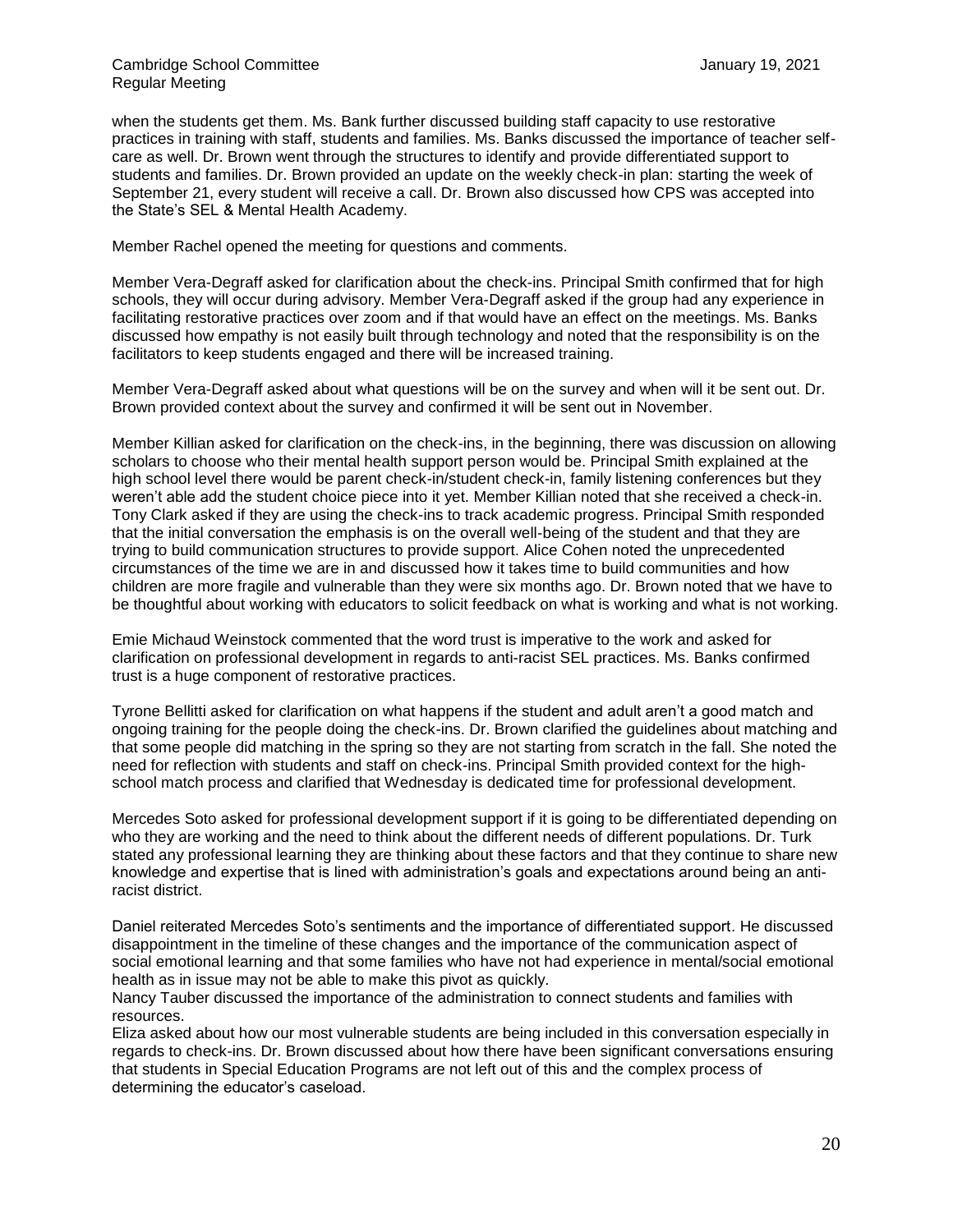when the students get them. Ms. Bank further discussed building staff capacity to use restorative practices in training with staff, students and families. Ms. Banks discussed the importance of teacher self-care as well. Dr. Brown went through the structures to identify and provide differentiated support to students and families. Dr. Brown provided an update on the weekly check-in plan: starting the week of September 21, every student will receive a call. Dr. Brown also discussed how CPS was accepted into the State's SEL & Mental Health Academy.

Member Rachel opened the meeting for questions and comments.

Member Vera-Degraff asked for clarification about the check-ins. Principal Smith confirmed that for high schools, they will occur during advisory. Member Vera-Degraff asked if the group had any experience in facilitating restorative practices over zoom and if that would have an effect on the meetings. Ms. Banks discussed how empathy is not easily built through technology and noted that the responsibility is on the facilitators to keep students engaged and there will be increased training.

Member Vera-Degraff asked about what questions will be on the survey and when will it be sent out. Dr. Brown provided context about the survey and confirmed it will be sent out in November.

Member Killian asked for clarification on the check-ins, in the beginning, there was discussion on allowing scholars to choose who their mental health support person would be. Principal Smith explained at the high school level there would be parent check-in/student check-in, family listening conferences but they weren't able add the student choice piece into it yet. Member Killian noted that she received a check-in. Tony Clark asked if they are using the check-ins to track academic progress. Principal Smith responded that the initial conversation the emphasis is on the overall well-being of the student and that they are trying to build communication structures to provide support. Alice Cohen noted the unprecedented circumstances of the time we are in and discussed how it takes time to build communities and how children are more fragile and vulnerable than they were six months ago. Dr. Brown noted that we have to be thoughtful about working with educators to solicit feedback on what is working and what is not working.

Emie Michaud Weinstock commented that the word trust is imperative to the work and asked for clarification on professional development in regards to anti-racist SEL practices. Ms. Banks confirmed trust is a huge component of restorative practices.

Tyrone Bellitti asked for clarification on what happens if the student and adult aren't a good match and ongoing training for the people doing the check-ins. Dr. Brown clarified the guidelines about matching and that some people did matching in the spring so they are not starting from scratch in the fall. She noted the need for reflection with students and staff on check-ins. Principal Smith provided context for the high-school match process and clarified that Wednesday is dedicated time for professional development.

Mercedes Soto asked for professional development support if it is going to be differentiated depending on who they are working and the need to think about the different needs of different populations. Dr. Turk stated any professional learning they are thinking about these factors and that they continue to share new knowledge and expertise that is lined with administration's goals and expectations around being an anti-racist district.

Daniel reiterated Mercedes Soto's sentiments and the importance of differentiated support. He discussed disappointment in the timeline of these changes and the importance of the communication aspect of social emotional learning and that some families who have not had experience in mental/social emotional health as in issue may not be able to make this pivot as quickly.

Nancy Tauber discussed the importance of the administration to connect students and families with resources.

Eliza asked about how our most vulnerable students are being included in this conversation especially in regards to check-ins. Dr. Brown discussed about how there have been significant conversations ensuring that students in Special Education Programs are not left out of this and the complex process of determining the educator's caseload.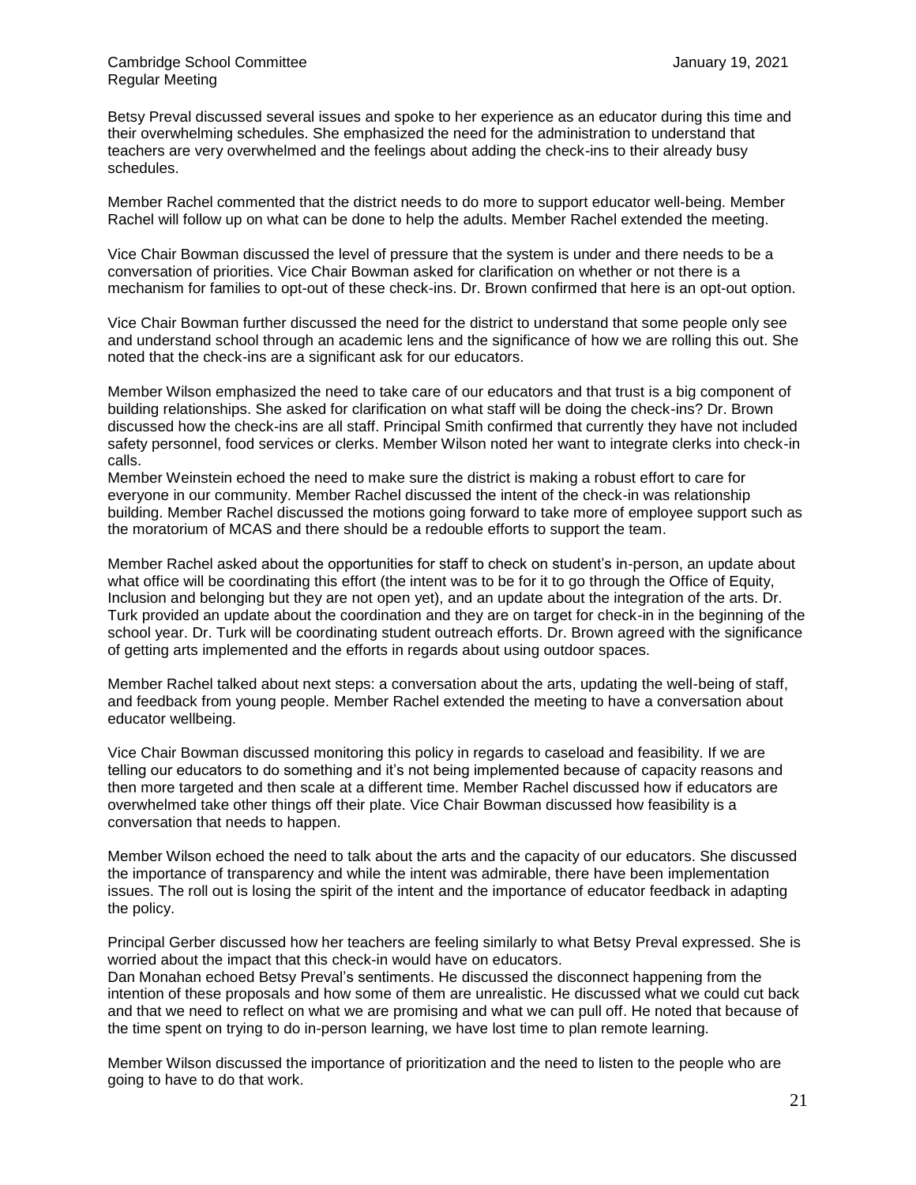Betsy Preval discussed several issues and spoke to her experience as an educator during this time and their overwhelming schedules. She emphasized the need for the administration to understand that teachers are very overwhelmed and the feelings about adding the check-ins to their already busy schedules.

Member Rachel commented that the district needs to do more to support educator well-being. Member Rachel will follow up on what can be done to help the adults. Member Rachel extended the meeting.

Vice Chair Bowman discussed the level of pressure that the system is under and there needs to be a conversation of priorities. Vice Chair Bowman asked for clarification on whether or not there is a mechanism for families to opt-out of these check-ins. Dr. Brown confirmed that here is an opt-out option.

Vice Chair Bowman further discussed the need for the district to understand that some people only see and understand school through an academic lens and the significance of how we are rolling this out. She noted that the check-ins are a significant ask for our educators.

Member Wilson emphasized the need to take care of our educators and that trust is a big component of building relationships. She asked for clarification on what staff will be doing the check-ins? Dr. Brown discussed how the check-ins are all staff. Principal Smith confirmed that currently they have not included safety personnel, food services or clerks. Member Wilson noted her want to integrate clerks into check-in calls.

Member Weinstein echoed the need to make sure the district is making a robust effort to care for everyone in our community. Member Rachel discussed the intent of the check-in was relationship building. Member Rachel discussed the motions going forward to take more of employee support such as the moratorium of MCAS and there should be a redouble efforts to support the team.

Member Rachel asked about the opportunities for staff to check on student's in-person, an update about what office will be coordinating this effort (the intent was to be for it to go through the Office of Equity, Inclusion and belonging but they are not open yet), and an update about the integration of the arts. Dr. Turk provided an update about the coordination and they are on target for check-in in the beginning of the school year. Dr. Turk will be coordinating student outreach efforts. Dr. Brown agreed with the significance of getting arts implemented and the efforts in regards about using outdoor spaces.

Member Rachel talked about next steps: a conversation about the arts, updating the well-being of staff, and feedback from young people. Member Rachel extended the meeting to have a conversation about educator wellbeing.

Vice Chair Bowman discussed monitoring this policy in regards to caseload and feasibility. If we are telling our educators to do something and it's not being implemented because of capacity reasons and then more targeted and then scale at a different time. Member Rachel discussed how if educators are overwhelmed take other things off their plate. Vice Chair Bowman discussed how feasibility is a conversation that needs to happen.

Member Wilson echoed the need to talk about the arts and the capacity of our educators. She discussed the importance of transparency and while the intent was admirable, there have been implementation issues. The roll out is losing the spirit of the intent and the importance of educator feedback in adapting the policy.

Principal Gerber discussed how her teachers are feeling similarly to what Betsy Preval expressed. She is worried about the impact that this check-in would have on educators.

Dan Monahan echoed Betsy Preval's sentiments. He discussed the disconnect happening from the intention of these proposals and how some of them are unrealistic. He discussed what we could cut back and that we need to reflect on what we are promising and what we can pull off. He noted that because of the time spent on trying to do in-person learning, we have lost time to plan remote learning.

Member Wilson discussed the importance of prioritization and the need to listen to the people who are going to have to do that work.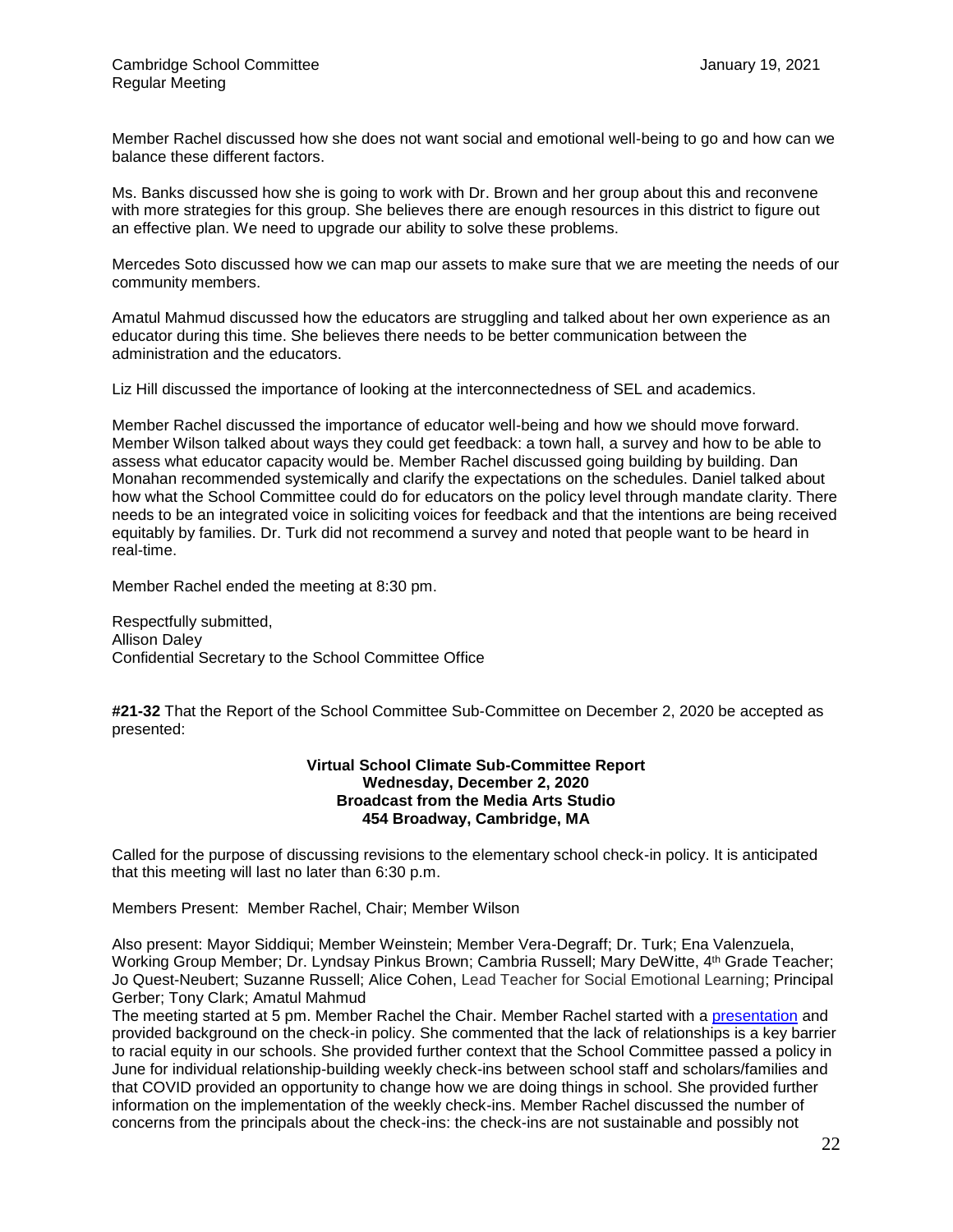Member Rachel discussed how she does not want social and emotional well-being to go and how can we balance these different factors.

Ms. Banks discussed how she is going to work with Dr. Brown and her group about this and reconvene with more strategies for this group. She believes there are enough resources in this district to figure out an effective plan. We need to upgrade our ability to solve these problems.

Mercedes Soto discussed how we can map our assets to make sure that we are meeting the needs of our community members.

Amatul Mahmud discussed how the educators are struggling and talked about her own experience as an educator during this time. She believes there needs to be better communication between the administration and the educators.

Liz Hill discussed the importance of looking at the interconnectedness of SEL and academics.

Member Rachel discussed the importance of educator well-being and how we should move forward. Member Wilson talked about ways they could get feedback: a town hall, a survey and how to be able to assess what educator capacity would be. Member Rachel discussed going building by building. Dan Monahan recommended systemically and clarify the expectations on the schedules. Daniel talked about how what the School Committee could do for educators on the policy level through mandate clarity. There needs to be an integrated voice in soliciting voices for feedback and that the intentions are being received equitably by families. Dr. Turk did not recommend a survey and noted that people want to be heard in real-time.

Member Rachel ended the meeting at 8:30 pm.

Respectfully submitted,
Allison Daley
Confidential Secretary to the School Committee Office

**#21-32** That the Report of the School Committee Sub-Committee on December 2, 2020 be accepted as presented:

**Virtual School Climate Sub-Committee Report**
**Wednesday, December 2, 2020**
**Broadcast from the Media Arts Studio**
**454 Broadway, Cambridge, MA**

Called for the purpose of discussing revisions to the elementary school check-in policy. It is anticipated that this meeting will last no later than 6:30 p.m.

Members Present: Member Rachel, Chair; Member Wilson

Also present: Mayor Siddiqui; Member Weinstein; Member Vera-Degraff; Dr. Turk; Ena Valenzuela, Working Group Member; Dr. Lyndsay Pinkus Brown; Cambria Russell; Mary DeWitte, 4th Grade Teacher; Jo Quest-Neubert; Suzanne Russell; Alice Cohen, Lead Teacher for Social Emotional Learning; Principal Gerber; Tony Clark; Amatul Mahmud

The meeting started at 5 pm. Member Rachel the Chair. Member Rachel started with a presentation and provided background on the check-in policy. She commented that the lack of relationships is a key barrier to racial equity in our schools. She provided further context that the School Committee passed a policy in June for individual relationship-building weekly check-ins between school staff and scholars/families and that COVID provided an opportunity to change how we are doing things in school. She provided further information on the implementation of the weekly check-ins. Member Rachel discussed the number of concerns from the principals about the check-ins: the check-ins are not sustainable and possibly not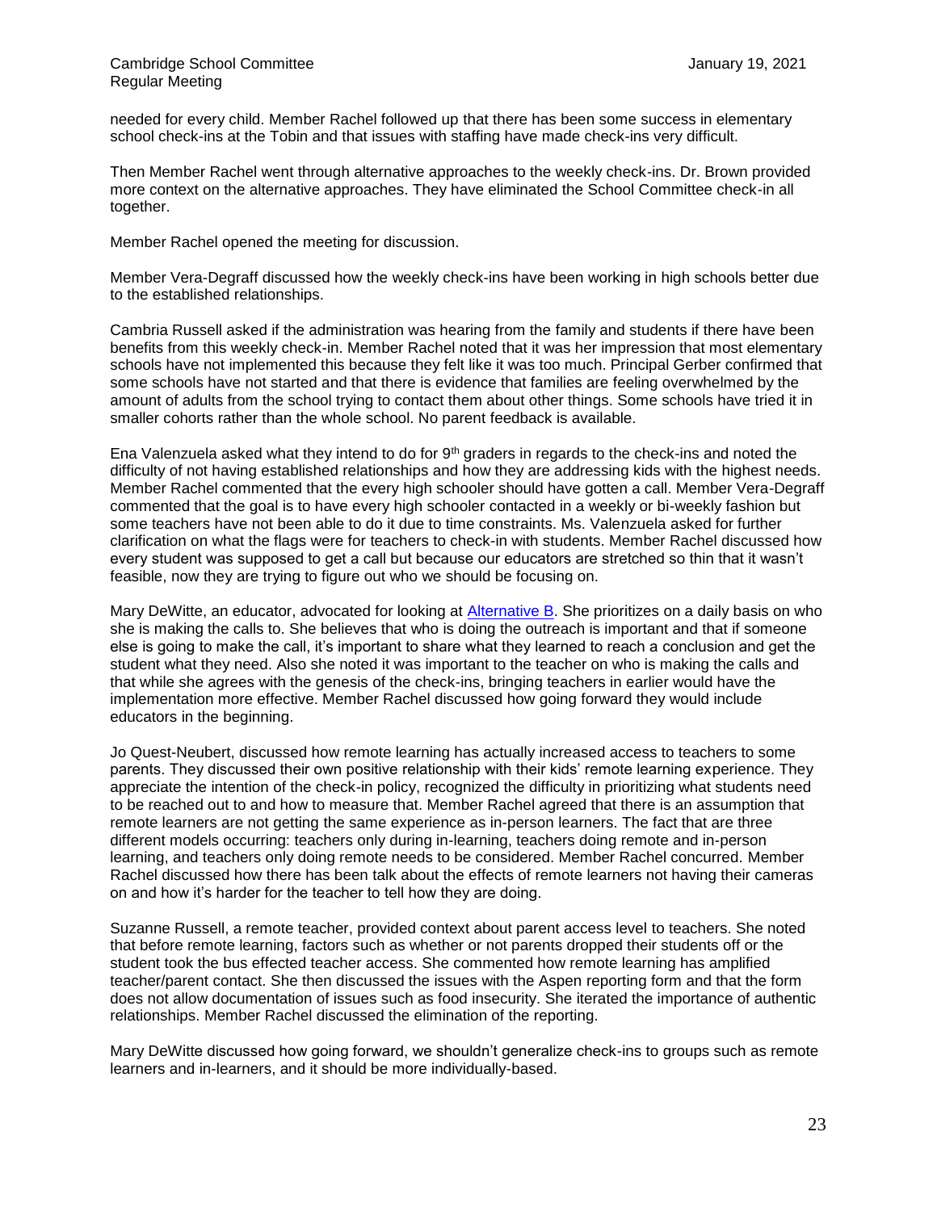needed for every child. Member Rachel followed up that there has been some success in elementary school check-ins at the Tobin and that issues with staffing have made check-ins very difficult.

Then Member Rachel went through alternative approaches to the weekly check-ins. Dr. Brown provided more context on the alternative approaches. They have eliminated the School Committee check-in all together.

Member Rachel opened the meeting for discussion.

Member Vera-Degraff discussed how the weekly check-ins have been working in high schools better due to the established relationships.

Cambria Russell asked if the administration was hearing from the family and students if there have been benefits from this weekly check-in. Member Rachel noted that it was her impression that most elementary schools have not implemented this because they felt like it was too much. Principal Gerber confirmed that some schools have not started and that there is evidence that families are feeling overwhelmed by the amount of adults from the school trying to contact them about other things. Some schools have tried it in smaller cohorts rather than the whole school. No parent feedback is available.

Ena Valenzuela asked what they intend to do for 9th graders in regards to the check-ins and noted the difficulty of not having established relationships and how they are addressing kids with the highest needs. Member Rachel commented that the every high schooler should have gotten a call. Member Vera-Degraff commented that the goal is to have every high schooler contacted in a weekly or bi-weekly fashion but some teachers have not been able to do it due to time constraints. Ms. Valenzuela asked for further clarification on what the flags were for teachers to check-in with students. Member Rachel discussed how every student was supposed to get a call but because our educators are stretched so thin that it wasn't feasible, now they are trying to figure out who we should be focusing on.

Mary DeWitte, an educator, advocated for looking at Alternative B. She prioritizes on a daily basis on who she is making the calls to. She believes that who is doing the outreach is important and that if someone else is going to make the call, it's important to share what they learned to reach a conclusion and get the student what they need. Also she noted it was important to the teacher on who is making the calls and that while she agrees with the genesis of the check-ins, bringing teachers in earlier would have the implementation more effective. Member Rachel discussed how going forward they would include educators in the beginning.

Jo Quest-Neubert, discussed how remote learning has actually increased access to teachers to some parents. They discussed their own positive relationship with their kids' remote learning experience. They appreciate the intention of the check-in policy, recognized the difficulty in prioritizing what students need to be reached out to and how to measure that. Member Rachel agreed that there is an assumption that remote learners are not getting the same experience as in-person learners. The fact that are three different models occurring: teachers only during in-learning, teachers doing remote and in-person learning, and teachers only doing remote needs to be considered. Member Rachel concurred. Member Rachel discussed how there has been talk about the effects of remote learners not having their cameras on and how it's harder for the teacher to tell how they are doing.

Suzanne Russell, a remote teacher, provided context about parent access level to teachers. She noted that before remote learning, factors such as whether or not parents dropped their students off or the student took the bus effected teacher access. She commented how remote learning has amplified teacher/parent contact. She then discussed the issues with the Aspen reporting form and that the form does not allow documentation of issues such as food insecurity. She iterated the importance of authentic relationships. Member Rachel discussed the elimination of the reporting.

Mary DeWitte discussed how going forward, we shouldn't generalize check-ins to groups such as remote learners and in-learners, and it should be more individually-based.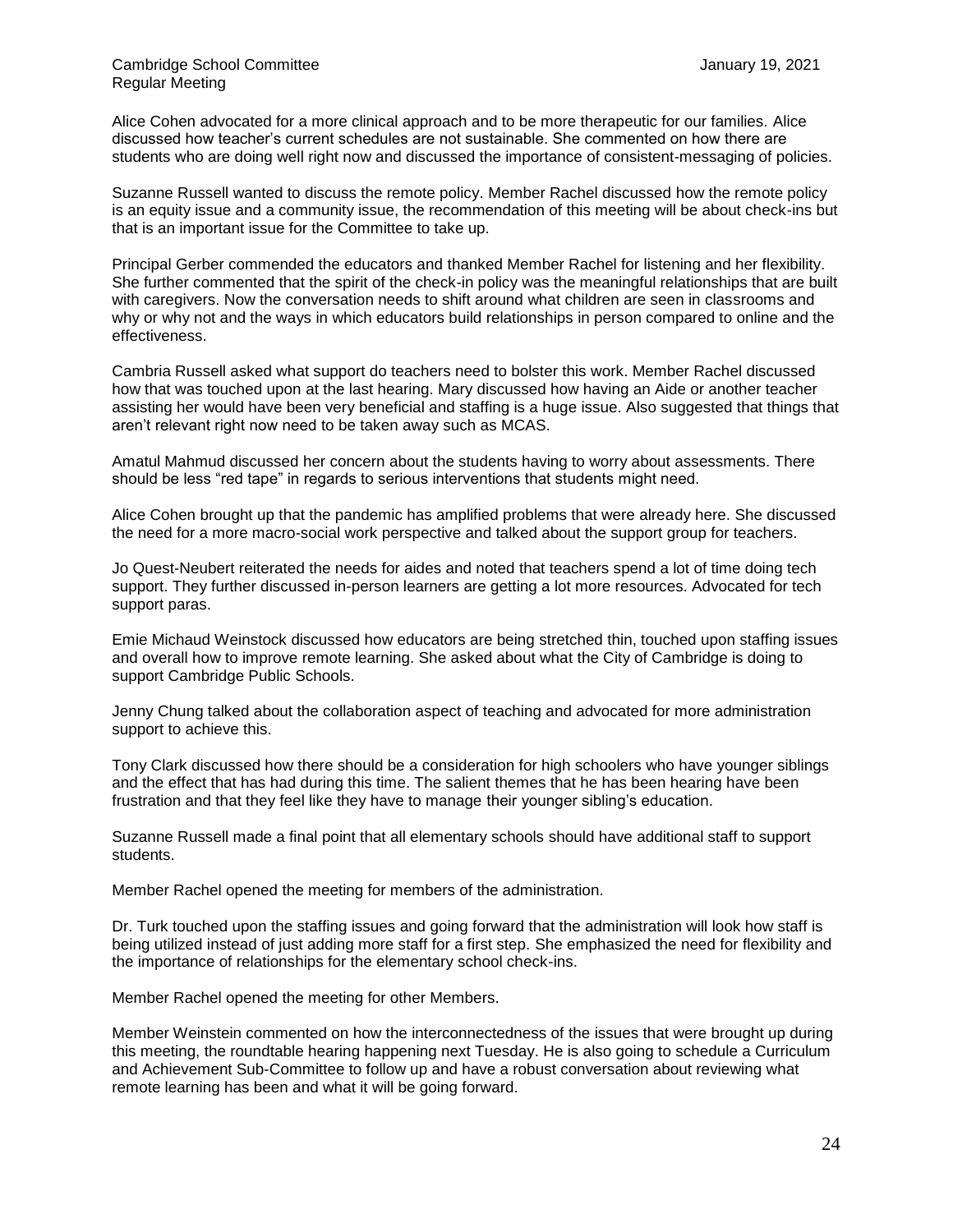Alice Cohen advocated for a more clinical approach and to be more therapeutic for our families. Alice discussed how teacher's current schedules are not sustainable. She commented on how there are students who are doing well right now and discussed the importance of consistent-messaging of policies.

Suzanne Russell wanted to discuss the remote policy. Member Rachel discussed how the remote policy is an equity issue and a community issue, the recommendation of this meeting will be about check-ins but that is an important issue for the Committee to take up.

Principal Gerber commended the educators and thanked Member Rachel for listening and her flexibility. She further commented that the spirit of the check-in policy was the meaningful relationships that are built with caregivers. Now the conversation needs to shift around what children are seen in classrooms and why or why not and the ways in which educators build relationships in person compared to online and the effectiveness.

Cambria Russell asked what support do teachers need to bolster this work. Member Rachel discussed how that was touched upon at the last hearing. Mary discussed how having an Aide or another teacher assisting her would have been very beneficial and staffing is a huge issue. Also suggested that things that aren't relevant right now need to be taken away such as MCAS.

Amatul Mahmud discussed her concern about the students having to worry about assessments. There should be less "red tape" in regards to serious interventions that students might need.

Alice Cohen brought up that the pandemic has amplified problems that were already here. She discussed the need for a more macro-social work perspective and talked about the support group for teachers.

Jo Quest-Neubert reiterated the needs for aides and noted that teachers spend a lot of time doing tech support. They further discussed in-person learners are getting a lot more resources. Advocated for tech support paras.

Emie Michaud Weinstock discussed how educators are being stretched thin, touched upon staffing issues and overall how to improve remote learning. She asked about what the City of Cambridge is doing to support Cambridge Public Schools.

Jenny Chung talked about the collaboration aspect of teaching and advocated for more administration support to achieve this.

Tony Clark discussed how there should be a consideration for high schoolers who have younger siblings and the effect that has had during this time. The salient themes that he has been hearing have been frustration and that they feel like they have to manage their younger sibling's education.

Suzanne Russell made a final point that all elementary schools should have additional staff to support students.

Member Rachel opened the meeting for members of the administration.

Dr. Turk touched upon the staffing issues and going forward that the administration will look how staff is being utilized instead of just adding more staff for a first step. She emphasized the need for flexibility and the importance of relationships for the elementary school check-ins.

Member Rachel opened the meeting for other Members.

Member Weinstein commented on how the interconnectedness of the issues that were brought up during this meeting, the roundtable hearing happening next Tuesday. He is also going to schedule a Curriculum and Achievement Sub-Committee to follow up and have a robust conversation about reviewing what remote learning has been and what it will be going forward.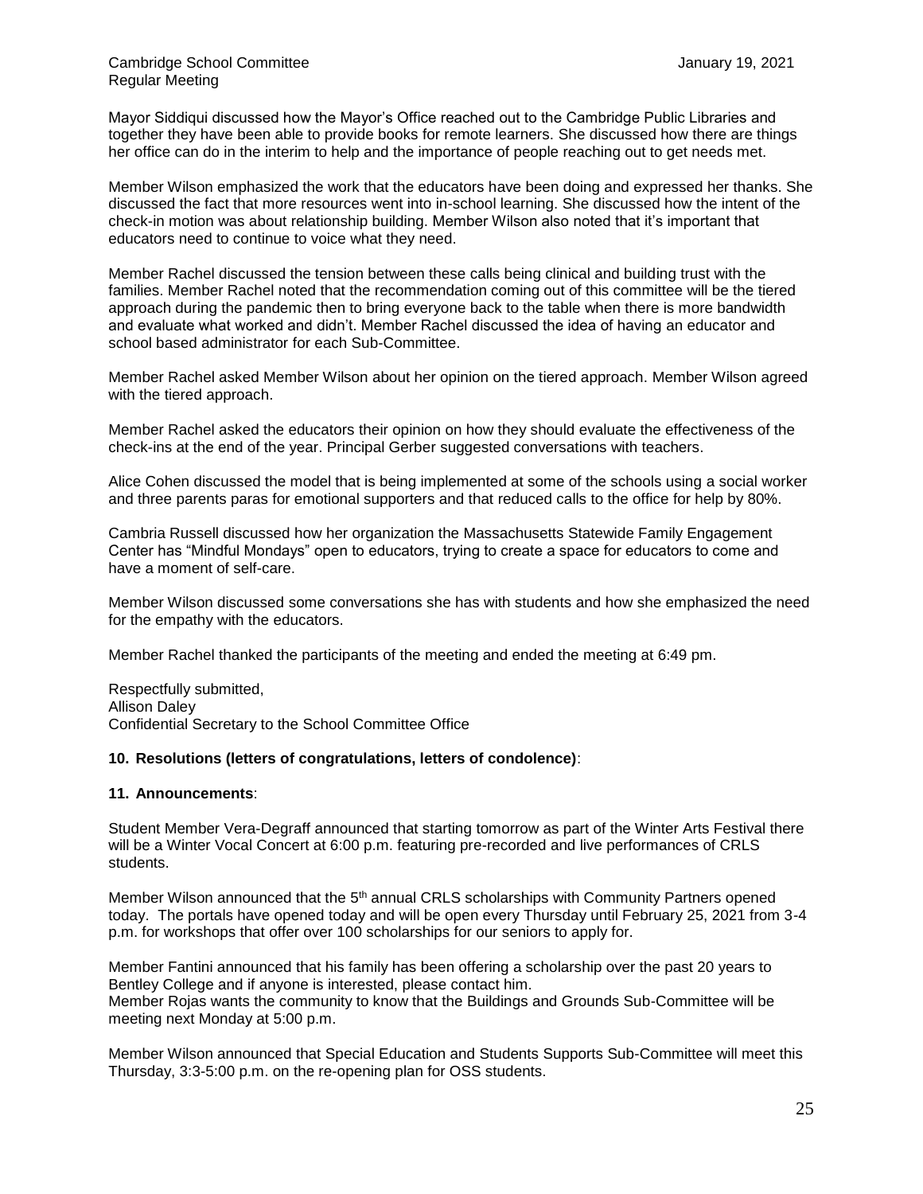Mayor Siddiqui discussed how the Mayor's Office reached out to the Cambridge Public Libraries and together they have been able to provide books for remote learners. She discussed how there are things her office can do in the interim to help and the importance of people reaching out to get needs met.

Member Wilson emphasized the work that the educators have been doing and expressed her thanks. She discussed the fact that more resources went into in-school learning. She discussed how the intent of the check-in motion was about relationship building. Member Wilson also noted that it's important that educators need to continue to voice what they need.

Member Rachel discussed the tension between these calls being clinical and building trust with the families. Member Rachel noted that the recommendation coming out of this committee will be the tiered approach during the pandemic then to bring everyone back to the table when there is more bandwidth and evaluate what worked and didn't. Member Rachel discussed the idea of having an educator and school based administrator for each Sub-Committee.

Member Rachel asked Member Wilson about her opinion on the tiered approach. Member Wilson agreed with the tiered approach.

Member Rachel asked the educators their opinion on how they should evaluate the effectiveness of the check-ins at the end of the year. Principal Gerber suggested conversations with teachers.

Alice Cohen discussed the model that is being implemented at some of the schools using a social worker and three parents paras for emotional supporters and that reduced calls to the office for help by 80%.

Cambria Russell discussed how her organization the Massachusetts Statewide Family Engagement Center has "Mindful Mondays" open to educators, trying to create a space for educators to come and have a moment of self-care.

Member Wilson discussed some conversations she has with students and how she emphasized the need for the empathy with the educators.

Member Rachel thanked the participants of the meeting and ended the meeting at 6:49 pm.

Respectfully submitted,
Allison Daley
Confidential Secretary to the School Committee Office

**10. Resolutions (letters of congratulations, letters of condolence)**:

**11. Announcements**:

Student Member Vera-Degraff announced that starting tomorrow as part of the Winter Arts Festival there will be a Winter Vocal Concert at 6:00 p.m. featuring pre-recorded and live performances of CRLS students.

Member Wilson announced that the 5th annual CRLS scholarships with Community Partners opened today. The portals have opened today and will be open every Thursday until February 25, 2021 from 3-4 p.m. for workshops that offer over 100 scholarships for our seniors to apply for.

Member Fantini announced that his family has been offering a scholarship over the past 20 years to Bentley College and if anyone is interested, please contact him.
Member Rojas wants the community to know that the Buildings and Grounds Sub-Committee will be meeting next Monday at 5:00 p.m.

Member Wilson announced that Special Education and Students Supports Sub-Committee will meet this Thursday, 3:3-5:00 p.m. on the re-opening plan for OSS students.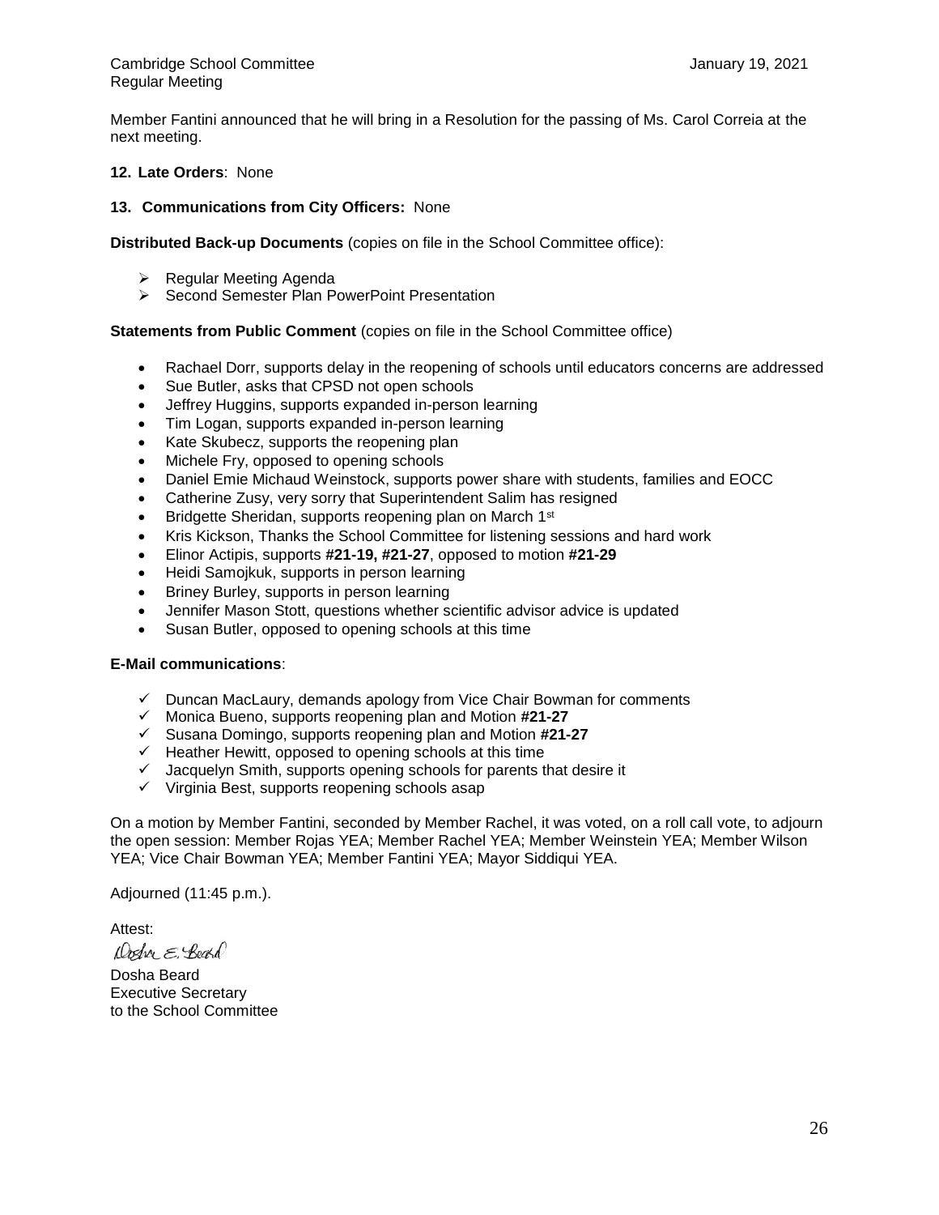Member Fantini announced that he will bring in a Resolution for the passing of Ms. Carol Correia at the next meeting.

**12. Late Orders**: None

**13. Communications from City Officers:** None

**Distributed Back-up Documents** (copies on file in the School Committee office):

- Regular Meeting Agenda
- Second Semester Plan PowerPoint Presentation

**Statements from Public Comment** (copies on file in the School Committee office)

- Rachael Dorr, supports delay in the reopening of schools until educators concerns are addressed
- Sue Butler, asks that CPSD not open schools
- Jeffrey Huggins, supports expanded in-person learning
- Tim Logan, supports expanded in-person learning
- Kate Skubecz, supports the reopening plan
- Michele Fry, opposed to opening schools
- Daniel Emie Michaud Weinstock, supports power share with students, families and EOCC
- Catherine Zusy, very sorry that Superintendent Salim has resigned
- Bridgette Sheridan, supports reopening plan on March 1st
- Kris Kickson, Thanks the School Committee for listening sessions and hard work
- Elinor Actipis, supports **#21-19, #21-27**, opposed to motion **#21-29**
- Heidi Samojkuk, supports in person learning
- Briney Burley, supports in person learning
- Jennifer Mason Stott, questions whether scientific advisor advice is updated
- Susan Butler, opposed to opening schools at this time

**E-Mail communications**:

- ✓ Duncan MacLaury, demands apology from Vice Chair Bowman for comments
- ✓ Monica Bueno, supports reopening plan and Motion **#21-27**
- ✓ Susana Domingo, supports reopening plan and Motion **#21-27**
- ✓ Heather Hewitt, opposed to opening schools at this time
- ✓ Jacquelyn Smith, supports opening schools for parents that desire it
- ✓ Virginia Best, supports reopening schools asap

On a motion by Member Fantini, seconded by Member Rachel, it was voted, on a roll call vote, to adjourn the open session: Member Rojas YEA; Member Rachel YEA; Member Weinstein YEA; Member Wilson YEA; Vice Chair Bowman YEA; Member Fantini YEA; Mayor Siddiqui YEA.

Adjourned (11:45 p.m.).

Attest:

Dosha E. Beard

Dosha Beard
Executive Secretary
to the School Committee